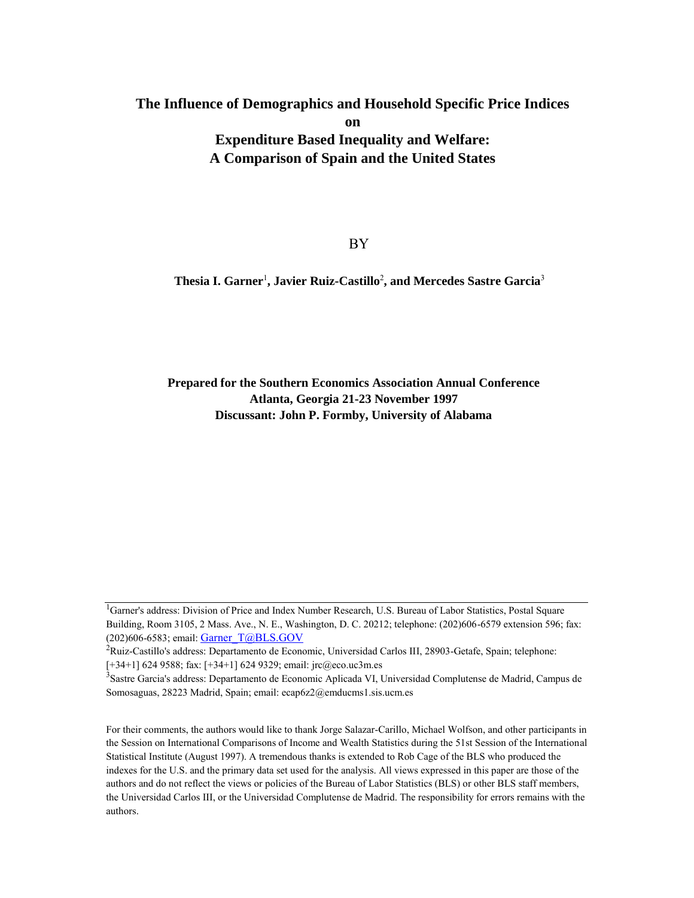# The Influence of Demographics and Household Specific Price Indices on Expenditure Based Inequality and Welfare: A Comparison of Spain and the United States

BY

**Thesia I. Garner**[1], **Javier Ruiz-Castillo**[2], **and Mercedes Sastre Garcia**[3]

**Prepared for the Southern Economics Association Annual Conference**
**Atlanta, Georgia 21-23 November 1997**
**Discussant: John P. Formby, University of Alabama**

---

[1]Garner's address: Division of Price and Index Number Research, U.S. Bureau of Labor Statistics, Postal Square Building, Room 3105, 2 Mass. Ave., N. E., Washington, D. C. 20212; telephone: (202)606-6579 extension 596; fax: (202)606-6583; email: Garner_T@BLS.GOV

[2]Ruiz-Castillo's address: Departamento de Economic, Universidad Carlos III, 28903-Getafe, Spain; telephone: [+34+1] 624 9588; fax: [+34+1] 624 9329; email: jrc@eco.uc3m.es

[3]Sastre Garcia's address: Departamento de Economic Aplicada VI, Universidad Complutense de Madrid, Campus de Somosaguas, 28223 Madrid, Spain; email: ecap6z2@emducms1.sis.ucm.es

For their comments, the authors would like to thank Jorge Salazar-Carillo, Michael Wolfson, and other participants in the Session on International Comparisons of Income and Wealth Statistics during the 51st Session of the International Statistical Institute (August 1997). A tremendous thanks is extended to Rob Cage of the BLS who produced the indexes for the U.S. and the primary data set used for the analysis. All views expressed in this paper are those of the authors and do not reflect the views or policies of the Bureau of Labor Statistics (BLS) or other BLS staff members, the Universidad Carlos III, or the Universidad Complutense de Madrid. The responsibility for errors remains with the authors.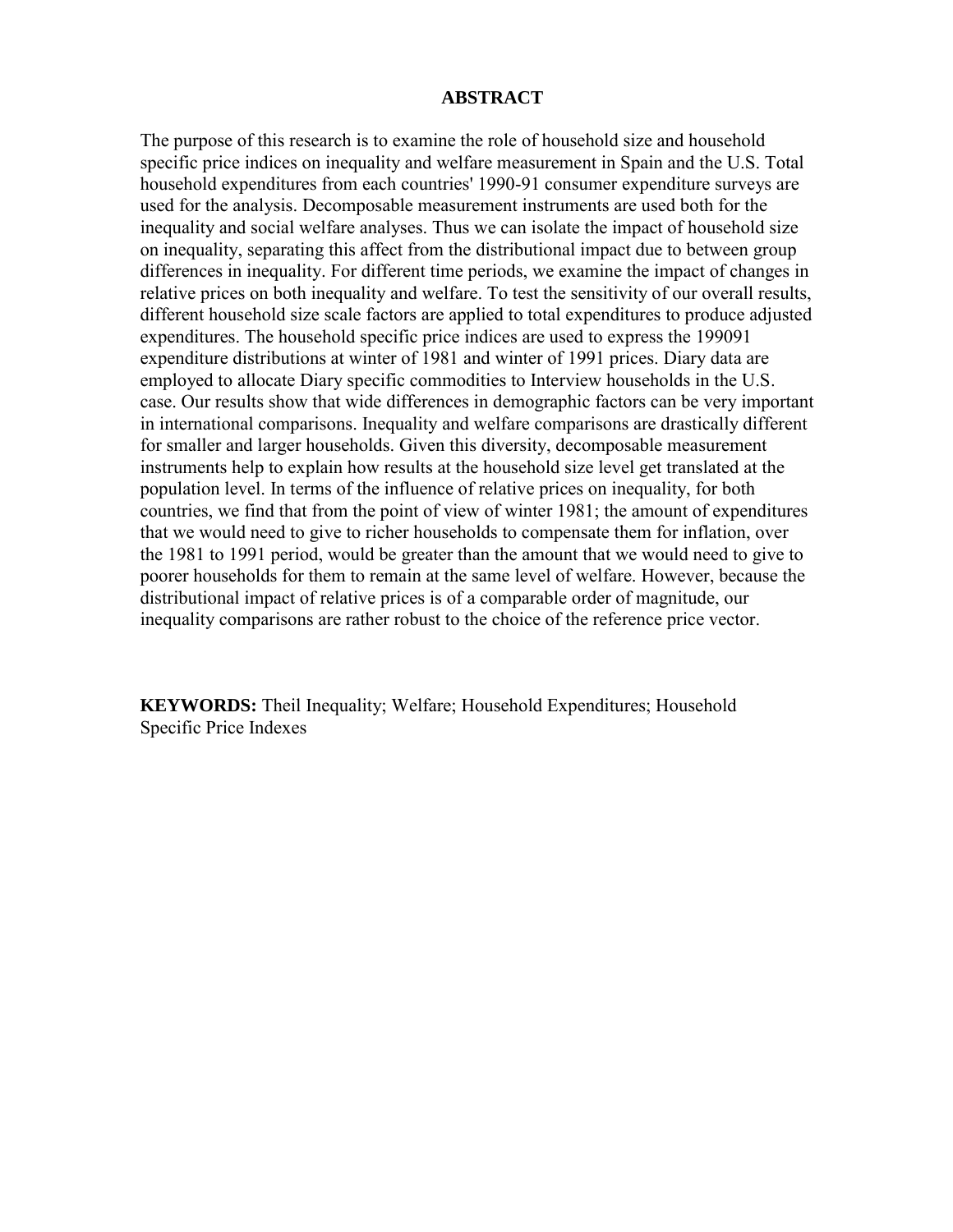## ABSTRACT

The purpose of this research is to examine the role of household size and household specific price indices on inequality and welfare measurement in Spain and the U.S. Total household expenditures from each countries' 1990-91 consumer expenditure surveys are used for the analysis. Decomposable measurement instruments are used both for the inequality and social welfare analyses. Thus we can isolate the impact of household size on inequality, separating this affect from the distributional impact due to between group differences in inequality. For different time periods, we examine the impact of changes in relative prices on both inequality and welfare. To test the sensitivity of our overall results, different household size scale factors are applied to total expenditures to produce adjusted expenditures. The household specific price indices are used to express the 199091 expenditure distributions at winter of 1981 and winter of 1991 prices. Diary data are employed to allocate Diary specific commodities to Interview households in the U.S. case. Our results show that wide differences in demographic factors can be very important in international comparisons. Inequality and welfare comparisons are drastically different for smaller and larger households. Given this diversity, decomposable measurement instruments help to explain how results at the household size level get translated at the population level. In terms of the influence of relative prices on inequality, for both countries, we find that from the point of view of winter 1981; the amount of expenditures that we would need to give to richer households to compensate them for inflation, over the 1981 to 1991 period, would be greater than the amount that we would need to give to poorer households for them to remain at the same level of welfare. However, because the distributional impact of relative prices is of a comparable order of magnitude, our inequality comparisons are rather robust to the choice of the reference price vector.

**KEYWORDS:** Theil Inequality; Welfare; Household Expenditures; Household Specific Price Indexes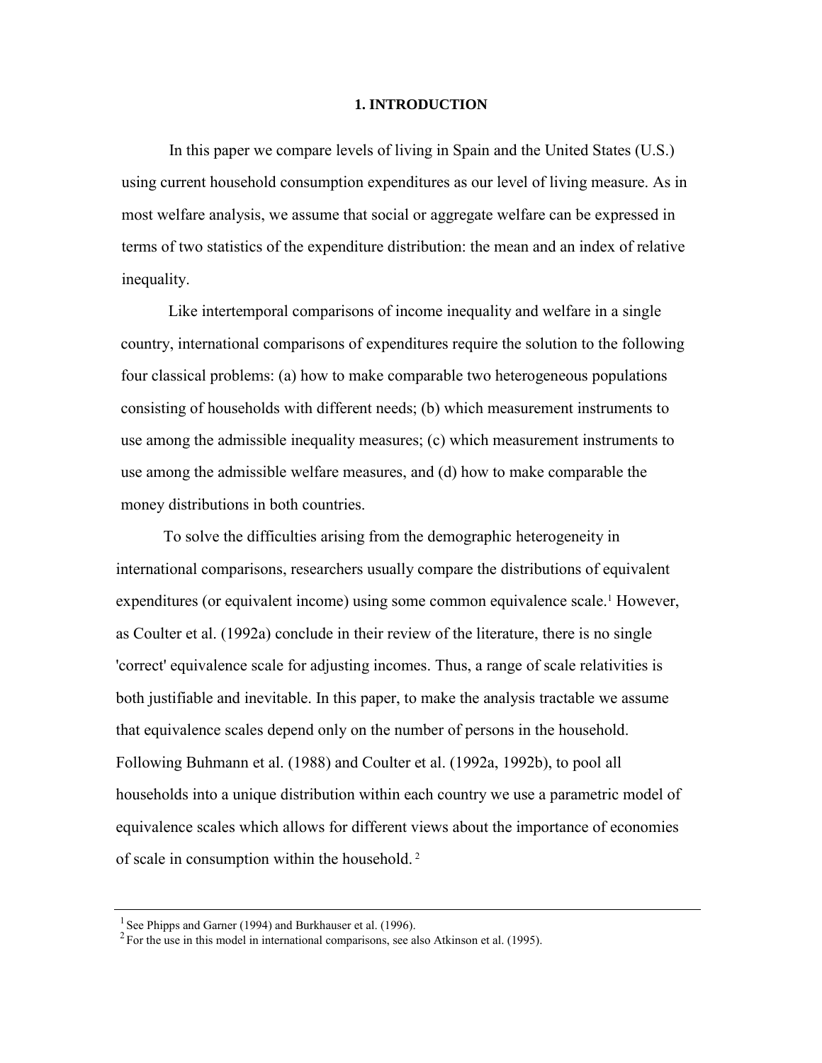# 1. INTRODUCTION

In this paper we compare levels of living in Spain and the United States (U.S.) using current household consumption expenditures as our level of living measure. As in most welfare analysis, we assume that social or aggregate welfare can be expressed in terms of two statistics of the expenditure distribution: the mean and an index of relative inequality.

Like intertemporal comparisons of income inequality and welfare in a single country, international comparisons of expenditures require the solution to the following four classical problems: (a) how to make comparable two heterogeneous populations consisting of households with different needs; (b) which measurement instruments to use among the admissible inequality measures; (c) which measurement instruments to use among the admissible welfare measures, and (d) how to make comparable the money distributions in both countries.

To solve the difficulties arising from the demographic heterogeneity in international comparisons, researchers usually compare the distributions of equivalent expenditures (or equivalent income) using some common equivalence scale.[1] However, as Coulter et al. (1992a) conclude in their review of the literature, there is no single 'correct' equivalence scale for adjusting incomes. Thus, a range of scale relativities is both justifiable and inevitable. In this paper, to make the analysis tractable we assume that equivalence scales depend only on the number of persons in the household. Following Buhmann et al. (1988) and Coulter et al. (1992a, 1992b), to pool all households into a unique distribution within each country we use a parametric model of equivalence scales which allows for different views about the importance of economies of scale in consumption within the household.[2]

---

[1] See Phipps and Garner (1994) and Burkhauser et al. (1996).

[2] For the use in this model in international comparisons, see also Atkinson et al. (1995).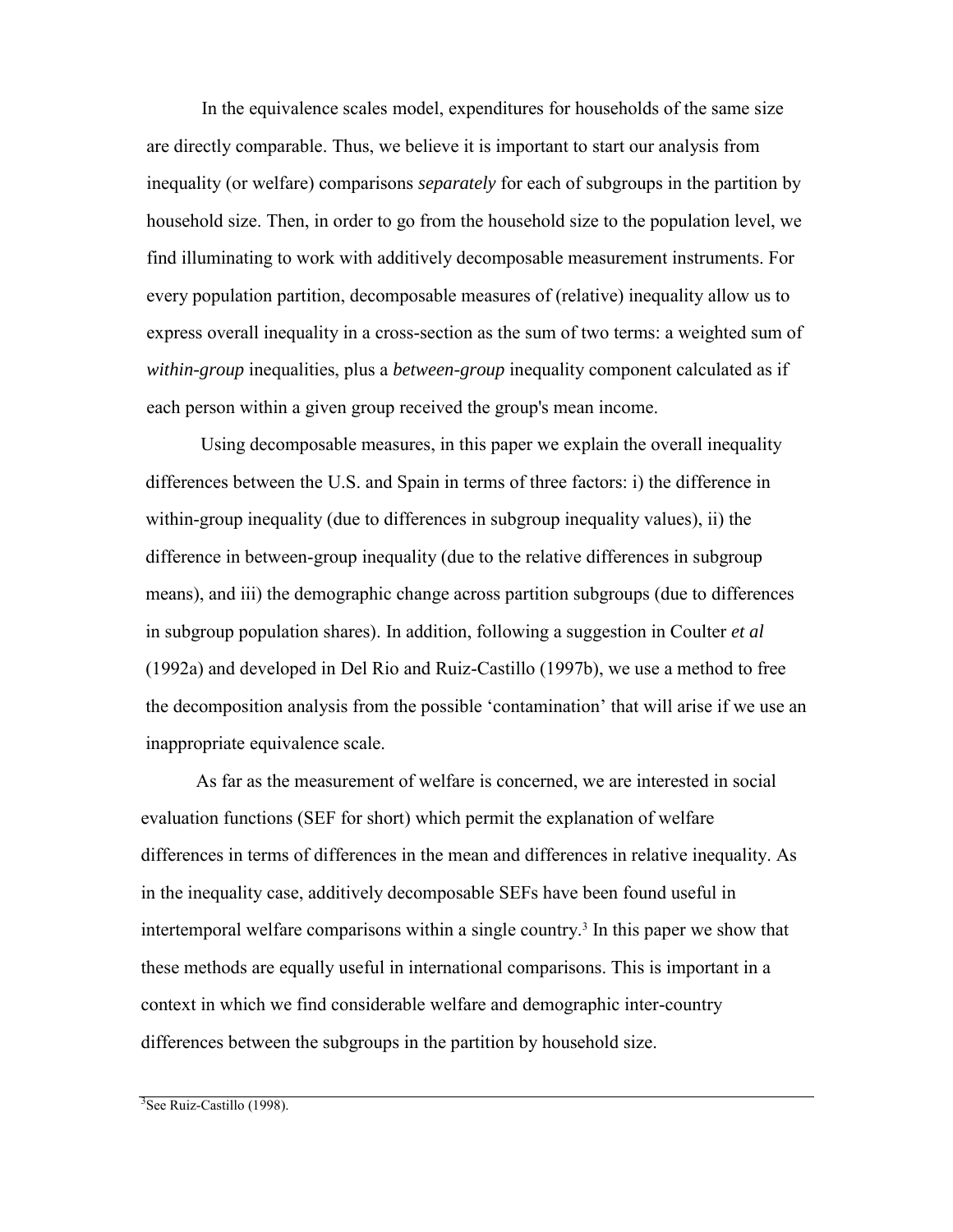In the equivalence scales model, expenditures for households of the same size are directly comparable. Thus, we believe it is important to start our analysis from inequality (or welfare) comparisons *separately* for each of subgroups in the partition by household size. Then, in order to go from the household size to the population level, we find illuminating to work with additively decomposable measurement instruments. For every population partition, decomposable measures of (relative) inequality allow us to express overall inequality in a cross-section as the sum of two terms: a weighted sum of *within-group* inequalities, plus a *between-group* inequality component calculated as if each person within a given group received the group's mean income.

Using decomposable measures, in this paper we explain the overall inequality differences between the U.S. and Spain in terms of three factors: i) the difference in within-group inequality (due to differences in subgroup inequality values), ii) the difference in between-group inequality (due to the relative differences in subgroup means), and iii) the demographic change across partition subgroups (due to differences in subgroup population shares). In addition, following a suggestion in Coulter *et al* (1992a) and developed in Del Rio and Ruiz-Castillo (1997b), we use a method to free the decomposition analysis from the possible 'contamination' that will arise if we use an inappropriate equivalence scale.

As far as the measurement of welfare is concerned, we are interested in social evaluation functions (SEF for short) which permit the explanation of welfare differences in terms of differences in the mean and differences in relative inequality. As in the inequality case, additively decomposable SEFs have been found useful in intertemporal welfare comparisons within a single country.[3] In this paper we show that these methods are equally useful in international comparisons. This is important in a context in which we find considerable welfare and demographic inter-country differences between the subgroups in the partition by household size.

---

[3] See Ruiz-Castillo (1998).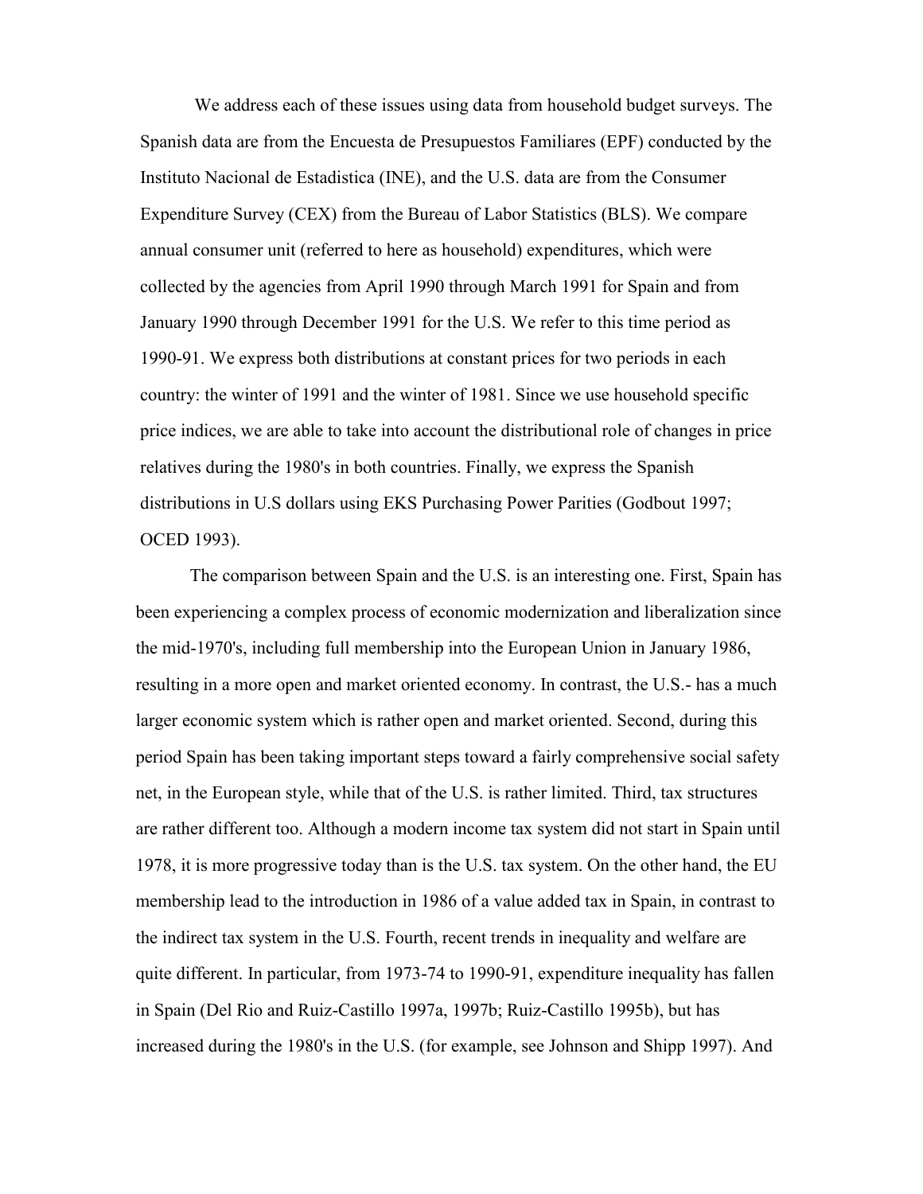We address each of these issues using data from household budget surveys. The Spanish data are from the Encuesta de Presupuestos Familiares (EPF) conducted by the Instituto Nacional de Estadistica (INE), and the U.S. data are from the Consumer Expenditure Survey (CEX) from the Bureau of Labor Statistics (BLS). We compare annual consumer unit (referred to here as household) expenditures, which were collected by the agencies from April 1990 through March 1991 for Spain and from January 1990 through December 1991 for the U.S. We refer to this time period as 1990-91. We express both distributions at constant prices for two periods in each country: the winter of 1991 and the winter of 1981. Since we use household specific price indices, we are able to take into account the distributional role of changes in price relatives during the 1980's in both countries. Finally, we express the Spanish distributions in U.S dollars using EKS Purchasing Power Parities (Godbout 1997; OCED 1993).

The comparison between Spain and the U.S. is an interesting one. First, Spain has been experiencing a complex process of economic modernization and liberalization since the mid-1970's, including full membership into the European Union in January 1986, resulting in a more open and market oriented economy. In contrast, the U.S.- has a much larger economic system which is rather open and market oriented. Second, during this period Spain has been taking important steps toward a fairly comprehensive social safety net, in the European style, while that of the U.S. is rather limited. Third, tax structures are rather different too. Although a modern income tax system did not start in Spain until 1978, it is more progressive today than is the U.S. tax system. On the other hand, the EU membership lead to the introduction in 1986 of a value added tax in Spain, in contrast to the indirect tax system in the U.S. Fourth, recent trends in inequality and welfare are quite different. In particular, from 1973-74 to 1990-91, expenditure inequality has fallen in Spain (Del Rio and Ruiz-Castillo 1997a, 1997b; Ruiz-Castillo 1995b), but has increased during the 1980's in the U.S. (for example, see Johnson and Shipp 1997). And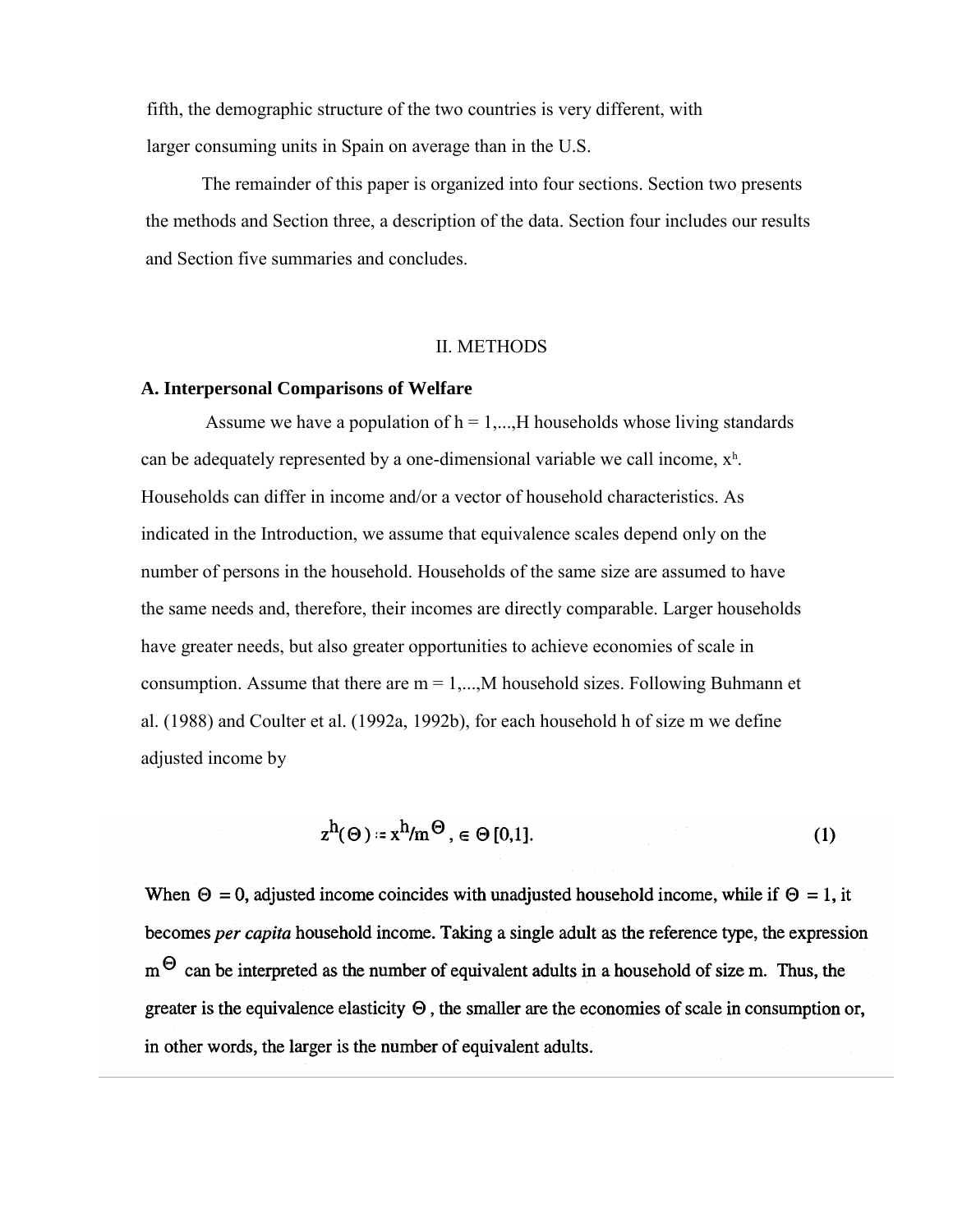fifth, the demographic structure of the two countries is very different, with larger consuming units in Spain on average than in the U.S.

The remainder of this paper is organized into four sections. Section two presents the methods and Section three, a description of the data. Section four includes our results and Section five summaries and concludes.

## II. METHODS

### A. Interpersonal Comparisons of Welfare

Assume we have a population of h = 1,...,H households whose living standards can be adequately represented by a one-dimensional variable we call income, $x^h$. Households can differ in income and/or a vector of household characteristics. As indicated in the Introduction, we assume that equivalence scales depend only on the number of persons in the household. Households of the same size are assumed to have the same needs and, therefore, their incomes are directly comparable. Larger households have greater needs, but also greater opportunities to achieve economies of scale in consumption. Assume that there are m = 1,...,M household sizes. Following Buhmann et al. (1988) and Coulter et al. (1992a, 1992b), for each household h of size m we define adjusted income by

$$z^h(\Theta) := x^h/m^\Theta, \in \Theta\,[0,1]. \tag{1}$$

When $\Theta = 0$, adjusted income coincides with unadjusted household income, while if $\Theta = 1$, it becomes *per capita* household income. Taking a single adult as the reference type, the expression $m^\Theta$ can be interpreted as the number of equivalent adults in a household of size m. Thus, the greater is the equivalence elasticity $\Theta$, the smaller are the economies of scale in consumption or, in other words, the larger is the number of equivalent adults.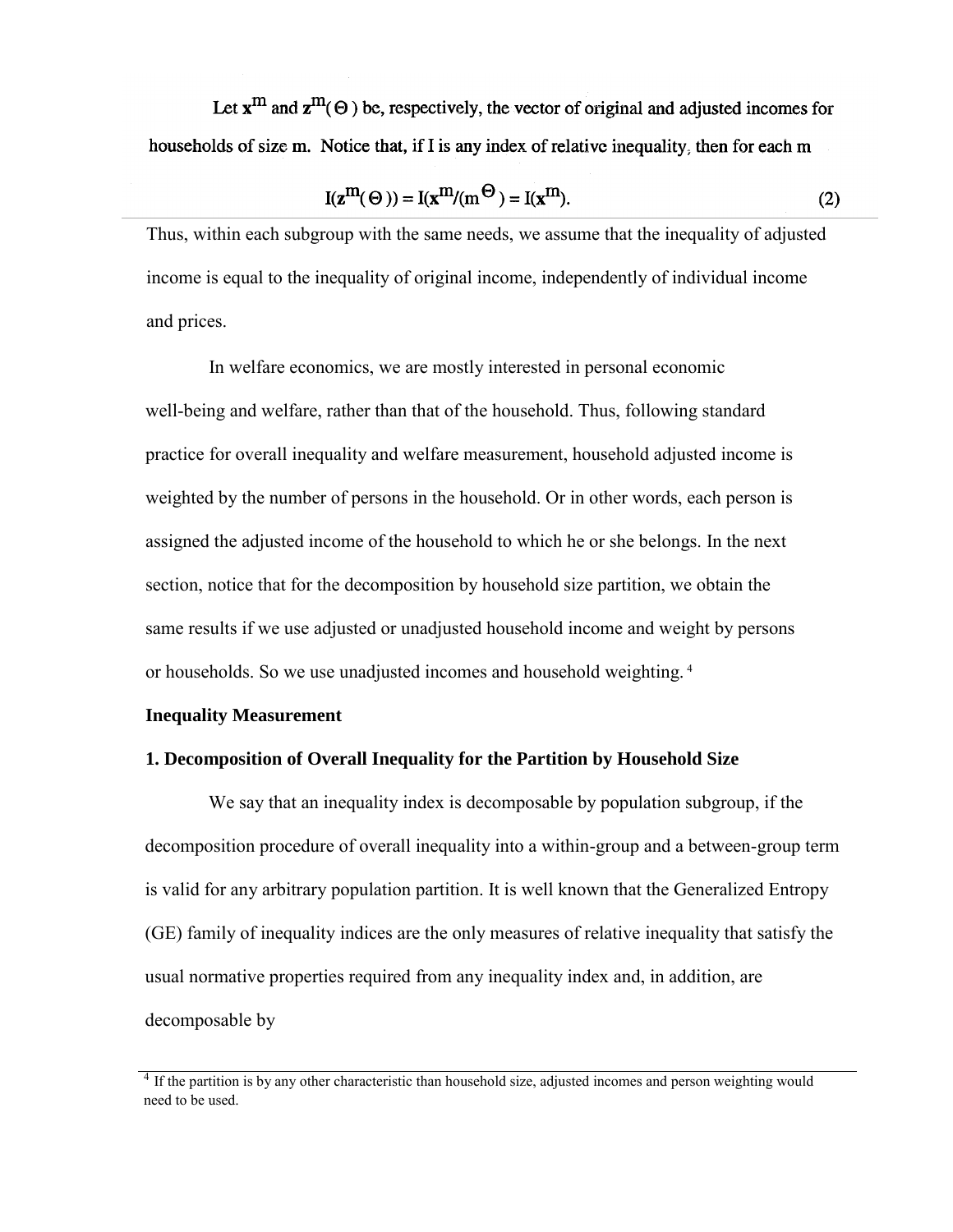Let $\mathbf{x}^m$ and $\mathbf{z}^m(\Theta)$ be, respectively, the vector of original and adjusted incomes for households of size m. Notice that, if I is any index of relative inequality, then for each m

$$I(\mathbf{z}^m(\Theta)) = I(\mathbf{x}^m/(m^\Theta)) = I(\mathbf{x}^m). \tag{2}$$

Thus, within each subgroup with the same needs, we assume that the inequality of adjusted income is equal to the inequality of original income, independently of individual income and prices.

In welfare economics, we are mostly interested in personal economic well-being and welfare, rather than that of the household. Thus, following standard practice for overall inequality and welfare measurement, household adjusted income is weighted by the number of persons in the household. Or in other words, each person is assigned the adjusted income of the household to which he or she belongs. In the next section, notice that for the decomposition by household size partition, we obtain the same results if we use adjusted or unadjusted household income and weight by persons or households. So we use unadjusted incomes and household weighting. [4]

**Inequality Measurement**

**1. Decomposition of Overall Inequality for the Partition by Household Size**

We say that an inequality index is decomposable by population subgroup, if the decomposition procedure of overall inequality into a within-group and a between-group term is valid for any arbitrary population partition. It is well known that the Generalized Entropy (GE) family of inequality indices are the only measures of relative inequality that satisfy the usual normative properties required from any inequality index and, in addition, are decomposable by

[4] If the partition is by any other characteristic than household size, adjusted incomes and person weighting would need to be used.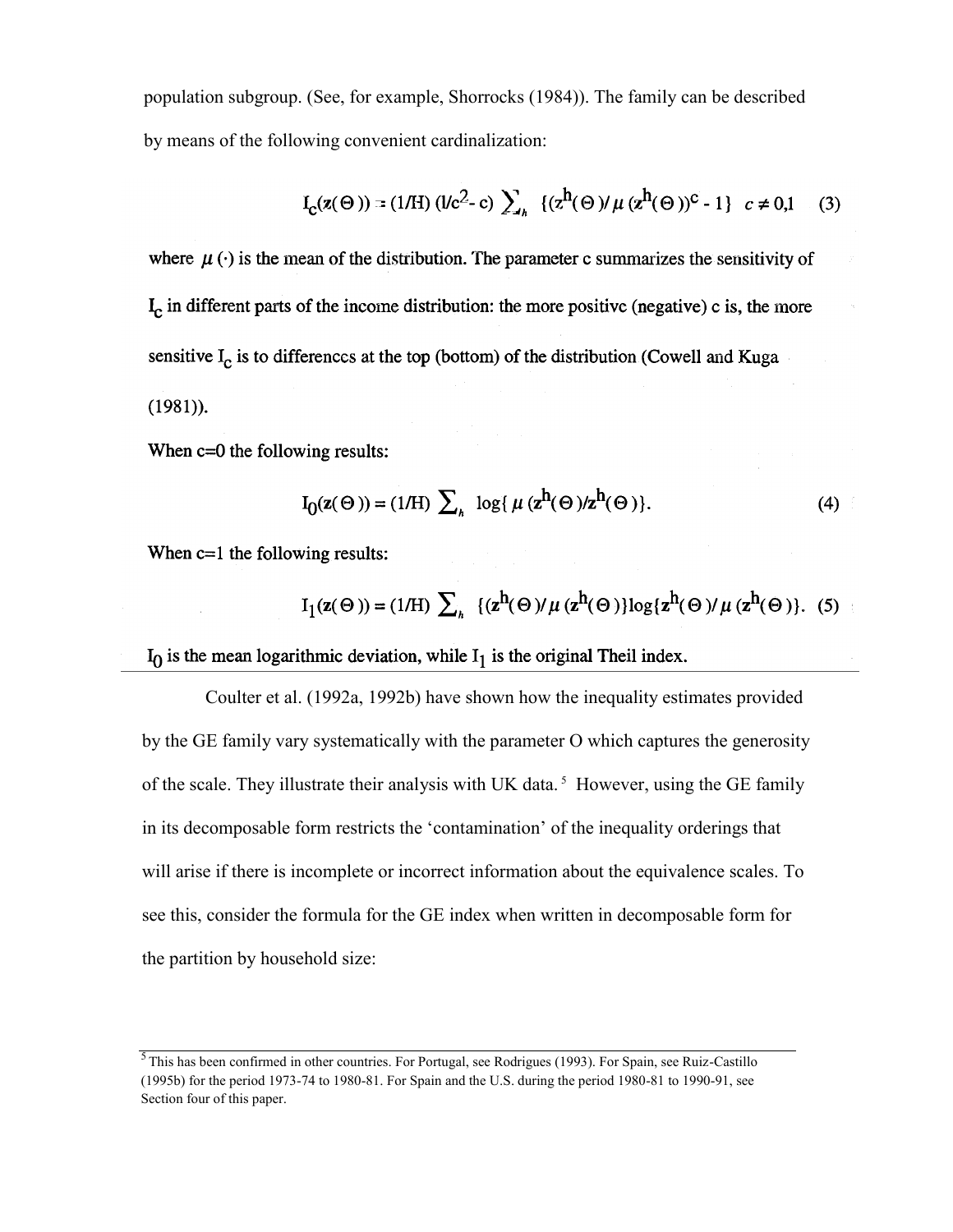population subgroup. (See, for example, Shorrocks (1984)). The family can be described by means of the following convenient cardinalization:

$$I_c(\mathbf{z}(\Theta)) = (1/H)\,(1/c^2 - c) \sum_h \{(z^h(\Theta)/\mu(z^h(\Theta))^c - 1\} \quad c \neq 0{,}1 \qquad (3)$$

where $\mu(\cdot)$ is the mean of the distribution. The parameter c summarizes the sensitivity of $I_c$ in different parts of the income distribution: the more positive (negative) c is, the more sensitive $I_c$ is to differences at the top (bottom) of the distribution (Cowell and Kuga (1981)).

When c=0 the following results:

$$I_0(\mathbf{z}(\Theta)) = (1/H) \sum_h \log\{\mu(z^h(\Theta)/z^h(\Theta)\}. \qquad (4)$$

When c=1 the following results:

$$I_1(\mathbf{z}(\Theta)) = (1/H) \sum_h \{(z^h(\Theta)/\mu(z^h(\Theta)\}\log\{z^h(\Theta)/\mu(z^h(\Theta)\}. \qquad (5)$$

$I_0$ is the mean logarithmic deviation, while $I_1$ is the original Theil index.

Coulter et al. (1992a, 1992b) have shown how the inequality estimates provided by the GE family vary systematically with the parameter O which captures the generosity of the scale. They illustrate their analysis with UK data.[5] However, using the GE family in its decomposable form restricts the 'contamination' of the inequality orderings that will arise if there is incomplete or incorrect information about the equivalence scales. To see this, consider the formula for the GE index when written in decomposable form for the partition by household size:

[5] This has been confirmed in other countries. For Portugal, see Rodrigues (1993). For Spain, see Ruiz-Castillo (1995b) for the period 1973-74 to 1980-81. For Spain and the U.S. during the period 1980-81 to 1990-91, see Section four of this paper.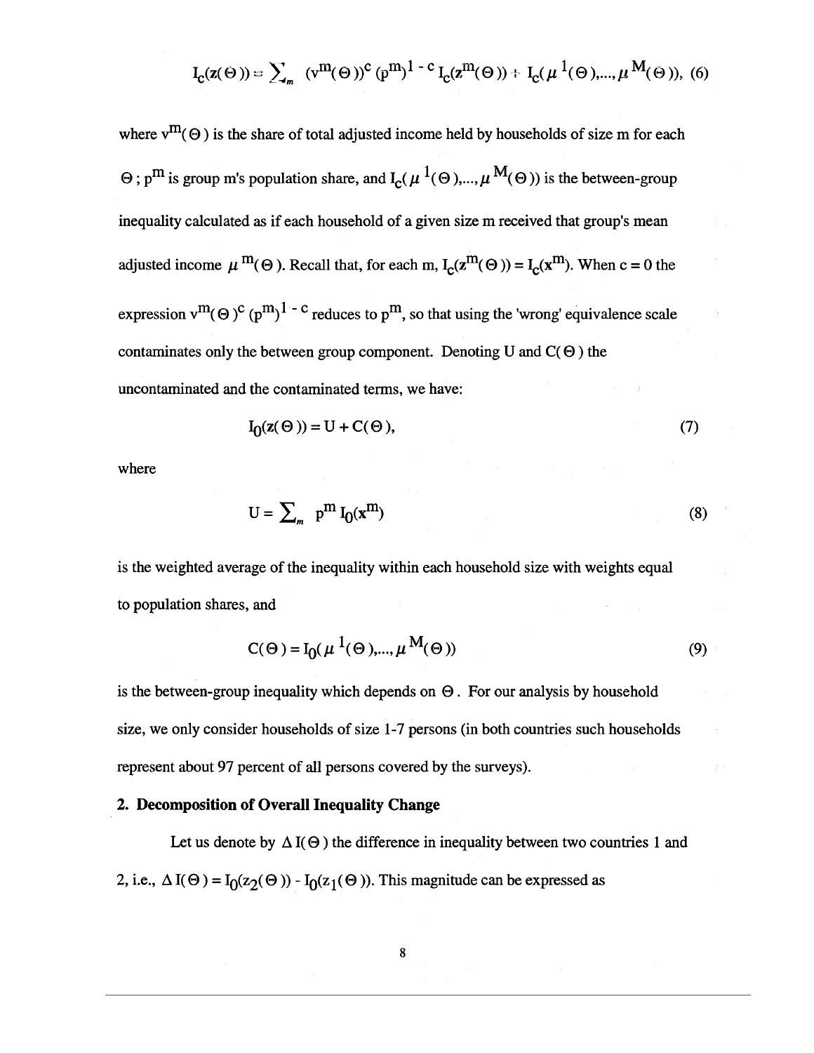$$I_c(z(\Theta)) = \sum_m (v^m(\Theta))^c (p^m)^{1-c} I_c(z^m(\Theta)) + I_c(\mu^1(\Theta),\ldots,\mu^M(\Theta)), \quad (6)$$

where $v^m(\Theta)$ is the share of total adjusted income held by households of size m for each $\Theta$; $p^m$ is group m's population share, and $I_c(\mu^1(\Theta),\ldots,\mu^M(\Theta))$ is the between-group inequality calculated as if each household of a given size m received that group's mean adjusted income $\mu^m(\Theta)$. Recall that, for each m, $I_c(z^m(\Theta)) = I_c(x^m)$. When c = 0 the expression $v^m(\Theta)^c (p^m)^{1-c}$ reduces to $p^m$, so that using the 'wrong' equivalence scale contaminates only the between group component. Denoting U and $C(\Theta)$ the uncontaminated and the contaminated terms, we have:

$$I_0(z(\Theta)) = U + C(\Theta), \quad (7)$$

where

$$U = \sum_m p^m I_0(x^m) \quad (8)$$

is the weighted average of the inequality within each household size with weights equal to population shares, and

$$C(\Theta) = I_0(\mu^1(\Theta),\ldots,\mu^M(\Theta)) \quad (9)$$

is the between-group inequality which depends on $\Theta$. For our analysis by household size, we only consider households of size 1-7 persons (in both countries such households represent about 97 percent of all persons covered by the surveys).

## 2. Decomposition of Overall Inequality Change

Let us denote by $\Delta I(\Theta)$ the difference in inequality between two countries 1 and 2, i.e., $\Delta I(\Theta) = I_0(z_2(\Theta)) - I_0(z_1(\Theta))$. This magnitude can be expressed as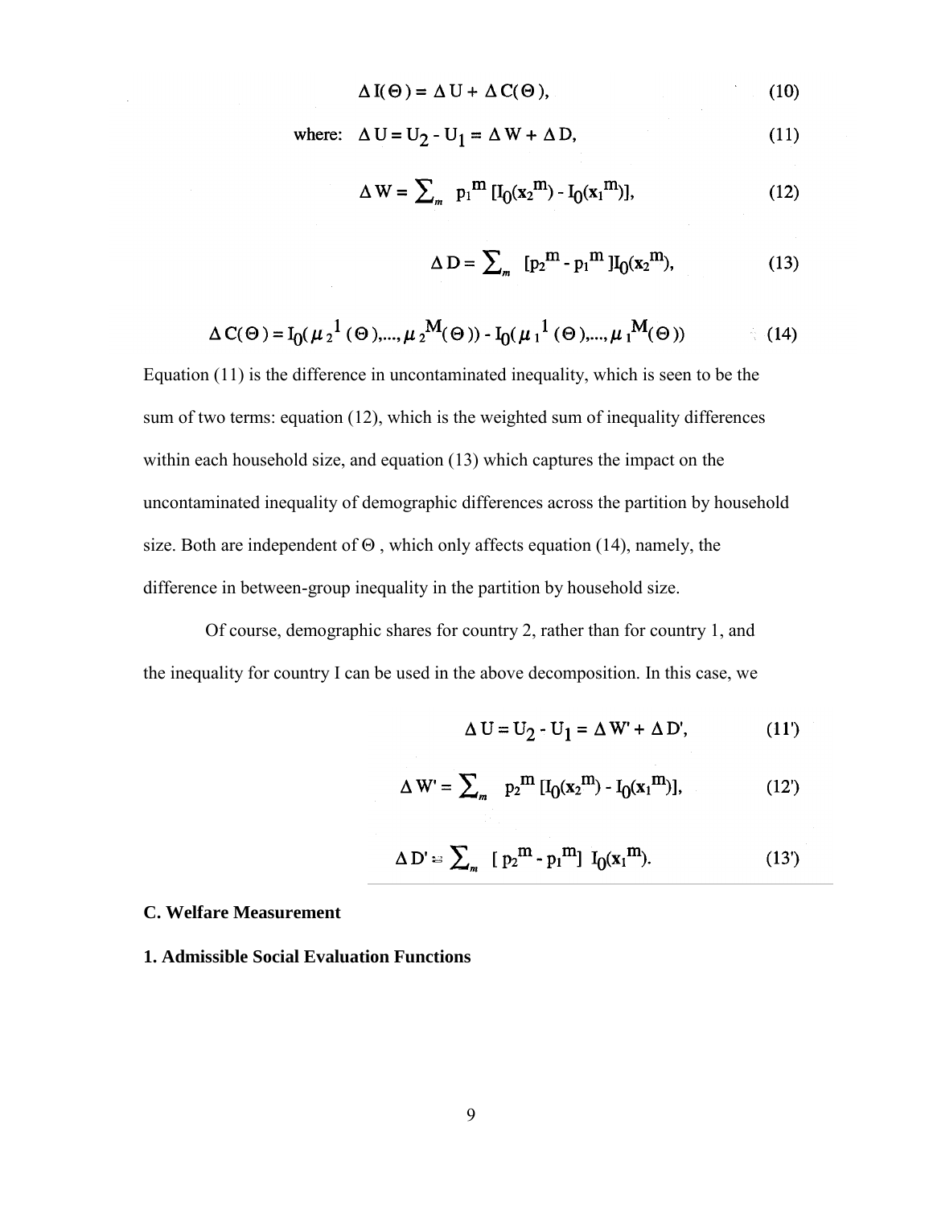$$\Delta \mathrm{I}(\Theta) = \Delta \mathrm{U} + \Delta \mathrm{C}(\Theta), \tag{10}$$

$$\text{where:} \quad \Delta \mathrm{U} = \mathrm{U}_2 - \mathrm{U}_1 = \Delta \mathrm{W} + \Delta \mathrm{D}, \tag{11}$$

$$\Delta \mathrm{W} = \sum_m \mathrm{p}_1{}^{\mathrm{m}} [\mathrm{I}_0(\mathbf{x}_2{}^{\mathrm{m}}) - \mathrm{I}_0(\mathbf{x}_1{}^{\mathrm{m}})], \tag{12}$$

$$\Delta \mathrm{D} = \sum_m [\mathrm{p}_2{}^{\mathrm{m}} - \mathrm{p}_1{}^{\mathrm{m}}] \mathrm{I}_0(\mathbf{x}_2{}^{\mathrm{m}}), \tag{13}$$

$$\Delta \mathrm{C}(\Theta) = \mathrm{I}_0(\mu_2{}^1(\Theta),\ldots,\mu_2{}^{\mathrm{M}}(\Theta)) - \mathrm{I}_0(\mu_1{}^1(\Theta),\ldots,\mu_1{}^{\mathrm{M}}(\Theta)) \tag{14}$$

Equation (11) is the difference in uncontaminated inequality, which is seen to be the sum of two terms: equation (12), which is the weighted sum of inequality differences within each household size, and equation (13) which captures the impact on the uncontaminated inequality of demographic differences across the partition by household size. Both are independent of $\Theta$ , which only affects equation (14), namely, the difference in between-group inequality in the partition by household size.

Of course, demographic shares for country 2, rather than for country 1, and the inequality for country I can be used in the above decomposition. In this case, we

$$\Delta \mathrm{U} = \mathrm{U}_2 - \mathrm{U}_1 = \Delta \mathrm{W}' + \Delta \mathrm{D}', \tag{11'}$$

$$\Delta \mathrm{W}' = \sum_m \mathrm{p}_2{}^{\mathrm{m}} [\mathrm{I}_0(\mathbf{x}_2{}^{\mathrm{m}}) - \mathrm{I}_0(\mathbf{x}_1{}^{\mathrm{m}})], \tag{12'}$$

$$\Delta \mathrm{D}' = \sum_m [\mathrm{p}_2{}^{\mathrm{m}} - \mathrm{p}_1{}^{\mathrm{m}}] \, \mathrm{I}_0(\mathbf{x}_1{}^{\mathrm{m}}). \tag{13'}$$

### C. Welfare Measurement

#### 1. Admissible Social Evaluation Functions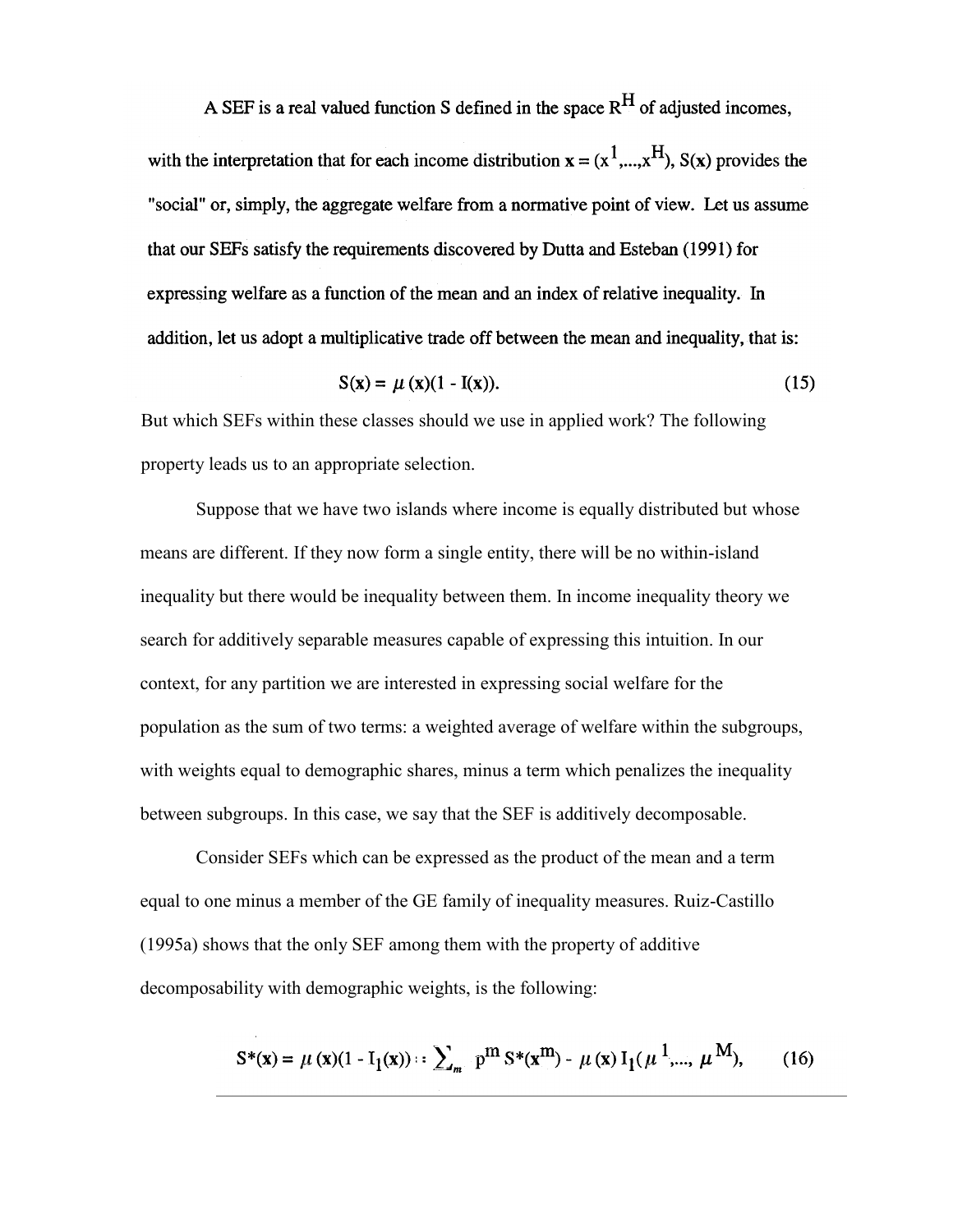A SEF is a real valued function S defined in the space $R^H$ of adjusted incomes, with the interpretation that for each income distribution $\mathbf{x} = (x^1,...,x^H)$, $S(\mathbf{x})$ provides the "social" or, simply, the aggregate welfare from a normative point of view. Let us assume that our SEFs satisfy the requirements discovered by Dutta and Esteban (1991) for expressing welfare as a function of the mean and an index of relative inequality. In addition, let us adopt a multiplicative trade off between the mean and inequality, that is:

$$S(\mathbf{x}) = \mu(\mathbf{x})(1 - I(\mathbf{x})). \tag{15}$$

But which SEFs within these classes should we use in applied work? The following property leads us to an appropriate selection.

Suppose that we have two islands where income is equally distributed but whose means are different. If they now form a single entity, there will be no within-island inequality but there would be inequality between them. In income inequality theory we search for additively separable measures capable of expressing this intuition. In our context, for any partition we are interested in expressing social welfare for the population as the sum of two terms: a weighted average of welfare within the subgroups, with weights equal to demographic shares, minus a term which penalizes the inequality between subgroups. In this case, we say that the SEF is additively decomposable.

Consider SEFs which can be expressed as the product of the mean and a term equal to one minus a member of the GE family of inequality measures. Ruiz-Castillo (1995a) shows that the only SEF among them with the property of additive decomposability with demographic weights, is the following:

$$S^*(\mathbf{x}) = \mu(\mathbf{x})(1 - I_1(\mathbf{x})) \equiv \sum_m p^m S^*(\mathbf{x}^m) - \mu(\mathbf{x}) I_1(\mu^1,..., \mu^M), \tag{16}$$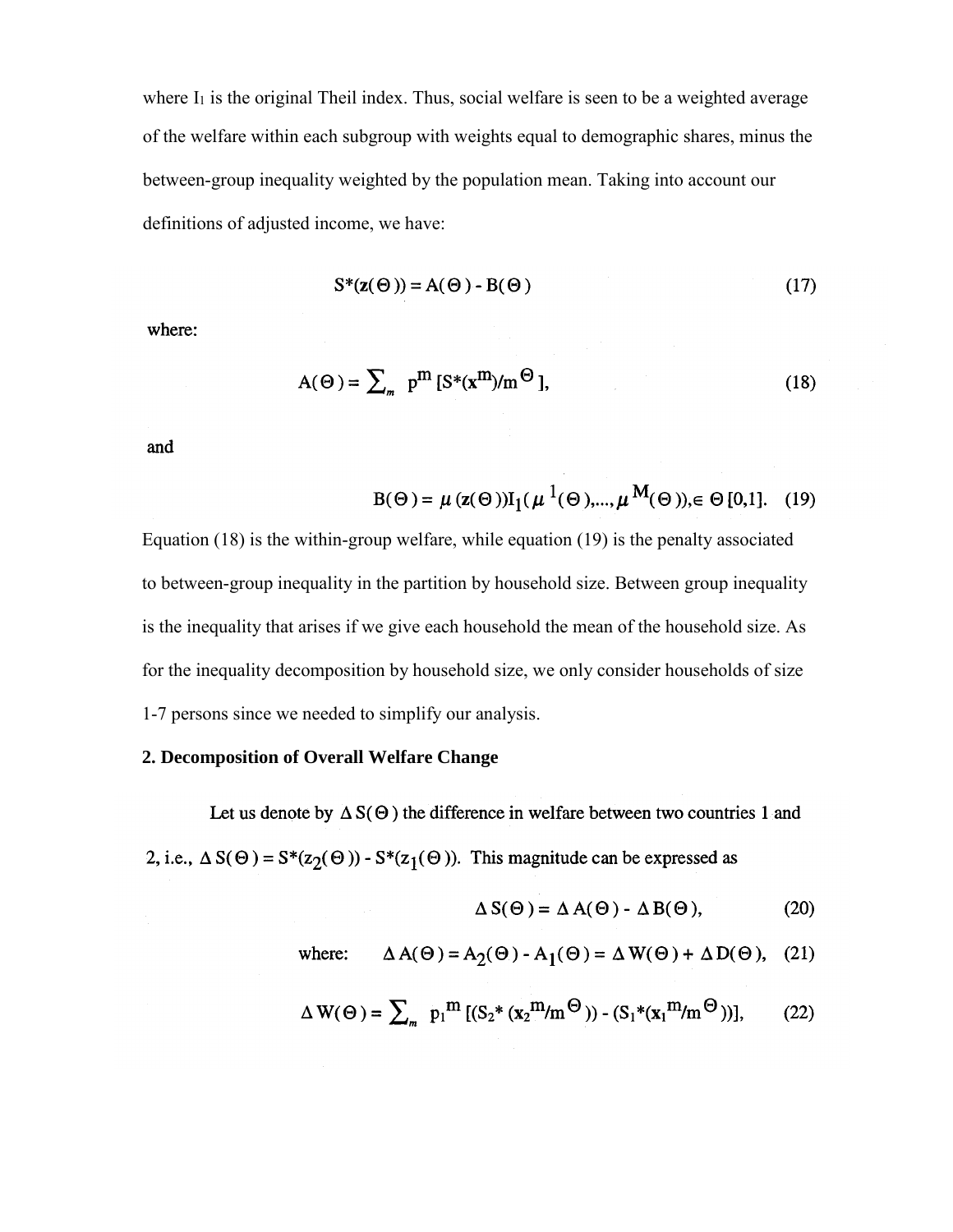where $I_1$ is the original Theil index. Thus, social welfare is seen to be a weighted average of the welfare within each subgroup with weights equal to demographic shares, minus the between-group inequality weighted by the population mean. Taking into account our definitions of adjusted income, we have:

$$S^*(\mathbf{z}(\Theta)) = A(\Theta) - B(\Theta) \tag{17}$$

where:

$$A(\Theta) = \sum_m p^m [S^*(\mathbf{x}^m)/m^\Theta], \tag{18}$$

and

$$B(\Theta) = \mu(\mathbf{z}(\Theta))I_1(\mu^1(\Theta),...,\mu^M(\Theta)), \in \Theta[0,1]. \tag{19}$$

Equation (18) is the within-group welfare, while equation (19) is the penalty associated to between-group inequality in the partition by household size. Between group inequality is the inequality that arises if we give each household the mean of the household size. As for the inequality decomposition by household size, we only consider households of size 1-7 persons since we needed to simplify our analysis.

**2. Decomposition of Overall Welfare Change**

Let us denote by $\Delta S(\Theta)$ the difference in welfare between two countries 1 and 2, i.e., $\Delta S(\Theta) = S^*(z_2(\Theta)) - S^*(z_1(\Theta))$. This magnitude can be expressed as

$$\Delta S(\Theta) = \Delta A(\Theta) - \Delta B(\Theta), \tag{20}$$

where: $$\Delta A(\Theta) = A_2(\Theta) - A_1(\Theta) = \Delta W(\Theta) + \Delta D(\Theta), \tag{21}$$

$$\Delta W(\Theta) = \sum_m p_1^m [(S_2^*(x_2^m/m^\Theta)) - (S_1^*(x_1^m/m^\Theta))], \tag{22}$$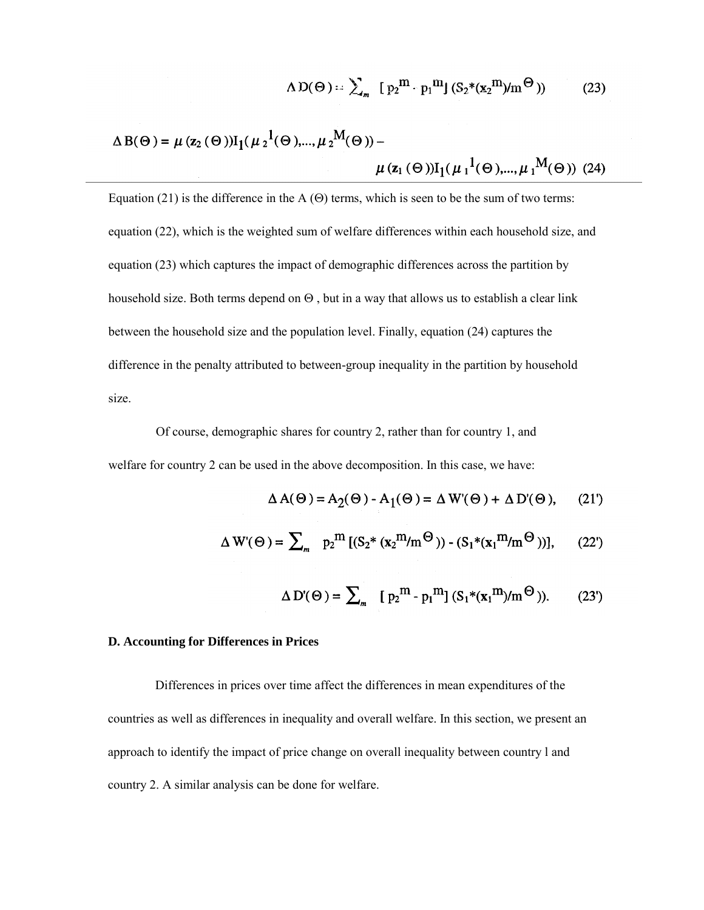$$\Delta D(\Theta) = \sum_m [p_2^m - p_1^m] (S_2^*(x_2^m)/m^\Theta)) \qquad (23)$$

$$\Delta B(\Theta) = \mu(z_2(\Theta)) I_1(\mu_2^1(\Theta),\ldots,\mu_2^M(\Theta)) - \mu(z_1(\Theta)) I_1(\mu_1^1(\Theta),\ldots,\mu_1^M(\Theta)) \qquad (24)$$

Equation (21) is the difference in the A ($\Theta$) terms, which is seen to be the sum of two terms: equation (22), which is the weighted sum of welfare differences within each household size, and equation (23) which captures the impact of demographic differences across the partition by household size. Both terms depend on $\Theta$ , but in a way that allows us to establish a clear link between the household size and the population level. Finally, equation (24) captures the difference in the penalty attributed to between-group inequality in the partition by household size.

Of course, demographic shares for country 2, rather than for country 1, and welfare for country 2 can be used in the above decomposition. In this case, we have:

$$\Delta A(\Theta) = A_2(\Theta) - A_1(\Theta) = \Delta W'(\Theta) + \Delta D'(\Theta), \qquad (21')$$

$$\Delta W'(\Theta) = \sum_m p_2^m [(S_2^*(x_2^m/m^\Theta)) - (S_1^*(x_1^m/m^\Theta))], \qquad (22')$$

$$\Delta D'(\Theta) = \sum_m [p_2^m - p_1^m] (S_1^*(x_1^m)/m^\Theta)). \qquad (23')$$

**D. Accounting for Differences in Prices**

Differences in prices over time affect the differences in mean expenditures of the countries as well as differences in inequality and overall welfare. In this section, we present an approach to identify the impact of price change on overall inequality between country l and country 2. A similar analysis can be done for welfare.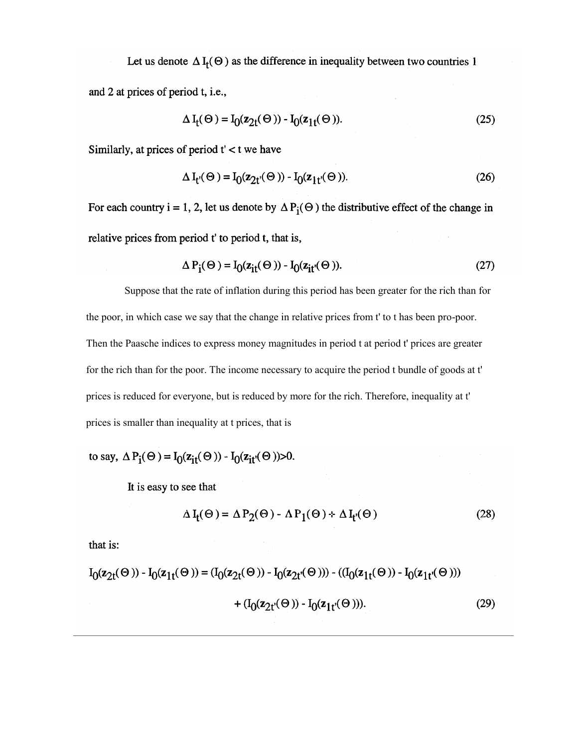Let us denote $\Delta I_t(\Theta)$ as the difference in inequality between two countries 1 and 2 at prices of period t, i.e.,

$$\Delta I_t(\Theta) = I_0(\mathbf{z}_{2t}(\Theta)) - I_0(\mathbf{z}_{1t}(\Theta)). \tag{25}$$

Similarly, at prices of period $t' < t$ we have

$$\Delta I_{t'}(\Theta) = I_0(\mathbf{z}_{2t'}(\Theta)) - I_0(\mathbf{z}_{1t'}(\Theta)). \tag{26}$$

For each country i = 1, 2, let us denote by $\Delta P_i(\Theta)$ the distributive effect of the change in relative prices from period t' to period t, that is,

$$\Delta P_i(\Theta) = I_0(\mathbf{z}_{it}(\Theta)) - I_0(\mathbf{z}_{it'}(\Theta)). \tag{27}$$

Suppose that the rate of inflation during this period has been greater for the rich than for the poor, in which case we say that the change in relative prices from t' to t has been pro-poor. Then the Paasche indices to express money magnitudes in period t at period t' prices are greater for the rich than for the poor. The income necessary to acquire the period t bundle of goods at t' prices is reduced for everyone, but is reduced by more for the rich. Therefore, inequality at t' prices is smaller than inequality at t prices, that is to say, $\Delta P_i(\Theta) = I_0(\mathbf{z}_{it}(\Theta)) - I_0(\mathbf{z}_{it'}(\Theta)) > 0$.

It is easy to see that

$$\Delta I_t(\Theta) = \Delta P_2(\Theta) - \Delta P_1(\Theta) + \Delta I_{t'}(\Theta) \tag{28}$$

that is:

$$I_0(\mathbf{z}_{2t}(\Theta)) - I_0(\mathbf{z}_{1t}(\Theta)) = (I_0(\mathbf{z}_{2t}(\Theta)) - I_0(\mathbf{z}_{2t'}(\Theta))) - ((I_0(\mathbf{z}_{1t}(\Theta)) - I_0(\mathbf{z}_{1t'}(\Theta))) + (I_0(\mathbf{z}_{2t'}(\Theta)) - I_0(\mathbf{z}_{1t'}(\Theta))). \tag{29}$$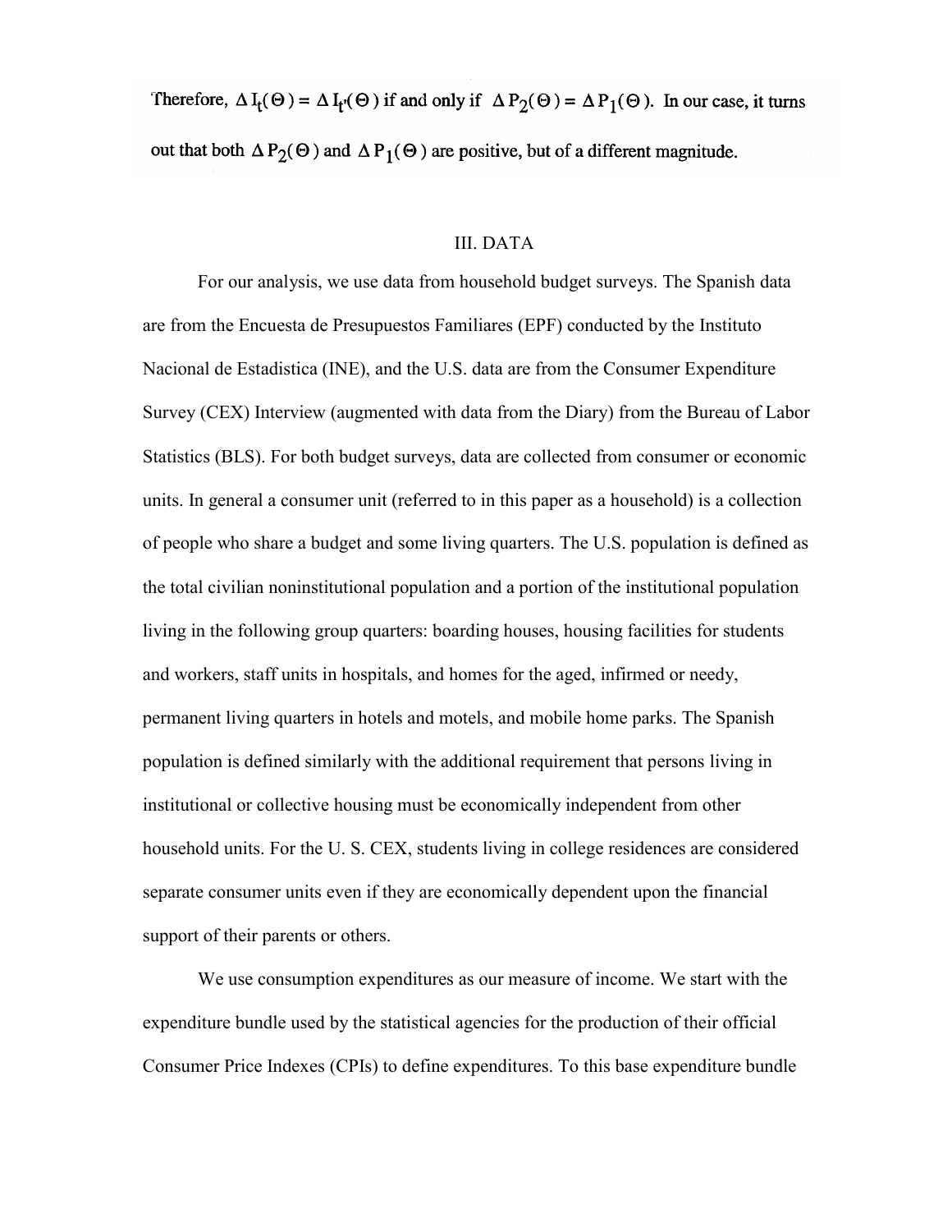Therefore, $\Delta I_t(\Theta) = \Delta I_{t'}(\Theta)$ if and only if $\Delta P_2(\Theta) = \Delta P_1(\Theta)$. In our case, it turns out that both $\Delta P_2(\Theta)$ and $\Delta P_1(\Theta)$ are positive, but of a different magnitude.

## III. DATA

For our analysis, we use data from household budget surveys. The Spanish data are from the Encuesta de Presupuestos Familiares (EPF) conducted by the Instituto Nacional de Estadistica (INE), and the U.S. data are from the Consumer Expenditure Survey (CEX) Interview (augmented with data from the Diary) from the Bureau of Labor Statistics (BLS). For both budget surveys, data are collected from consumer or economic units. In general a consumer unit (referred to in this paper as a household) is a collection of people who share a budget and some living quarters. The U.S. population is defined as the total civilian noninstitutional population and a portion of the institutional population living in the following group quarters: boarding houses, housing facilities for students and workers, staff units in hospitals, and homes for the aged, infirmed or needy, permanent living quarters in hotels and motels, and mobile home parks. The Spanish population is defined similarly with the additional requirement that persons living in institutional or collective housing must be economically independent from other household units. For the U. S. CEX, students living in college residences are considered separate consumer units even if they are economically dependent upon the financial support of their parents or others.

We use consumption expenditures as our measure of income. We start with the expenditure bundle used by the statistical agencies for the production of their official Consumer Price Indexes (CPIs) to define expenditures. To this base expenditure bundle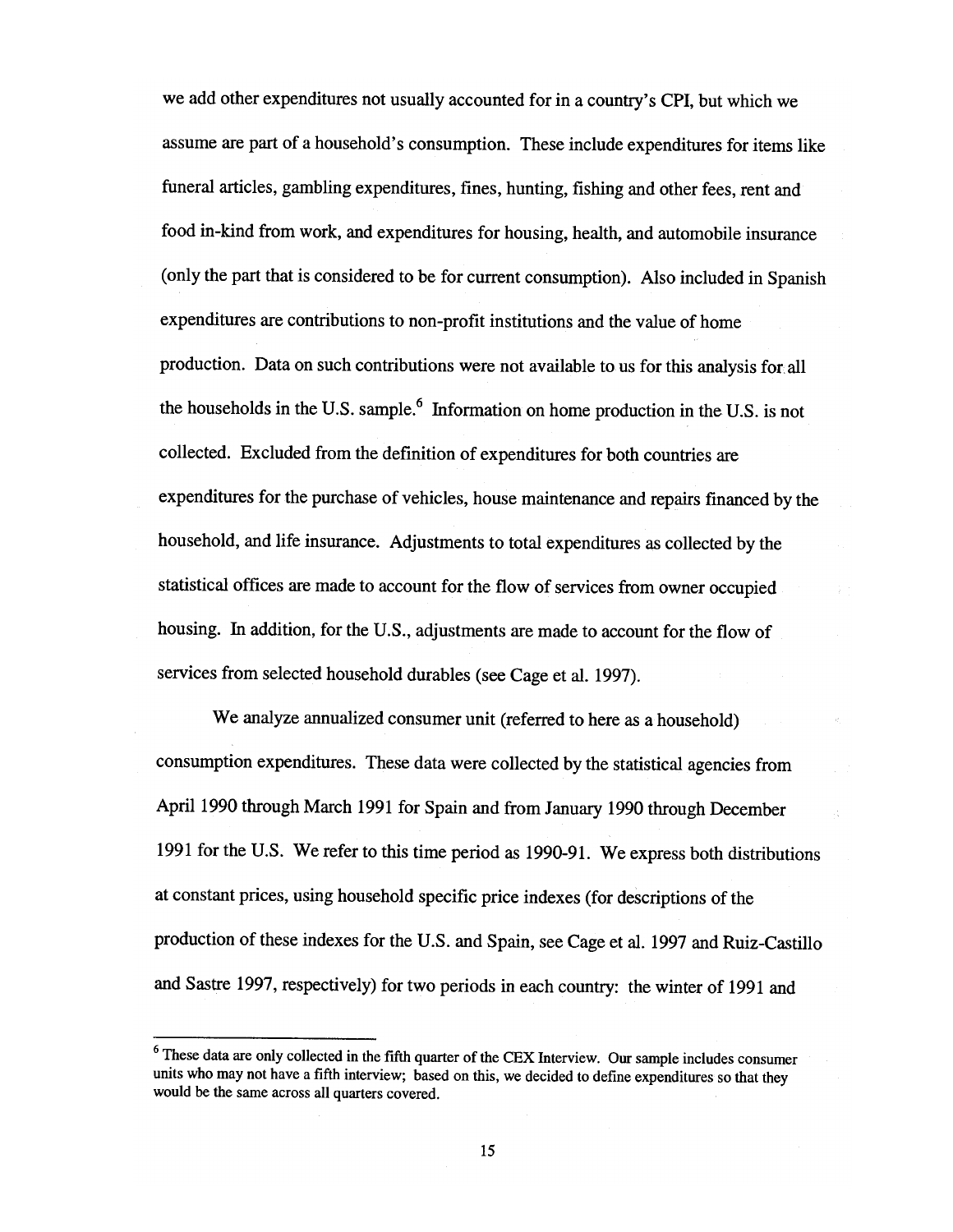we add other expenditures not usually accounted for in a country's CPI, but which we assume are part of a household's consumption. These include expenditures for items like funeral articles, gambling expenditures, fines, hunting, fishing and other fees, rent and food in-kind from work, and expenditures for housing, health, and automobile insurance (only the part that is considered to be for current consumption). Also included in Spanish expenditures are contributions to non-profit institutions and the value of home production. Data on such contributions were not available to us for this analysis for all the households in the U.S. sample.[6] Information on home production in the U.S. is not collected. Excluded from the definition of expenditures for both countries are expenditures for the purchase of vehicles, house maintenance and repairs financed by the household, and life insurance. Adjustments to total expenditures as collected by the statistical offices are made to account for the flow of services from owner occupied housing. In addition, for the U.S., adjustments are made to account for the flow of services from selected household durables (see Cage et al. 1997).

We analyze annualized consumer unit (referred to here as a household) consumption expenditures. These data were collected by the statistical agencies from April 1990 through March 1991 for Spain and from January 1990 through December 1991 for the U.S. We refer to this time period as 1990-91. We express both distributions at constant prices, using household specific price indexes (for descriptions of the production of these indexes for the U.S. and Spain, see Cage et al. 1997 and Ruiz-Castillo and Sastre 1997, respectively) for two periods in each country: the winter of 1991 and

[6] These data are only collected in the fifth quarter of the CEX Interview. Our sample includes consumer units who may not have a fifth interview; based on this, we decided to define expenditures so that they would be the same across all quarters covered.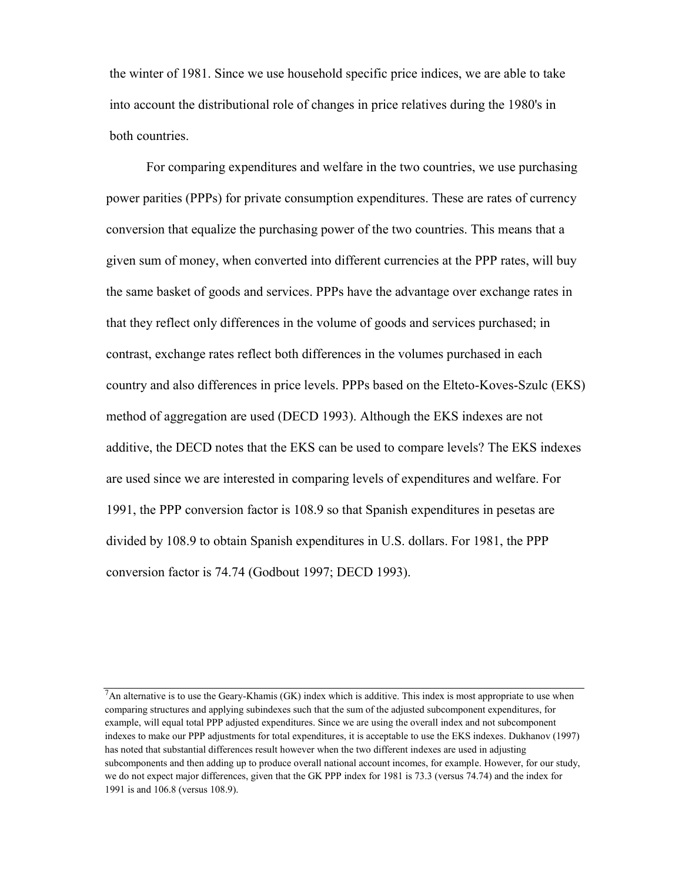the winter of 1981. Since we use household specific price indices, we are able to take into account the distributional role of changes in price relatives during the 1980's in both countries.

For comparing expenditures and welfare in the two countries, we use purchasing power parities (PPPs) for private consumption expenditures. These are rates of currency conversion that equalize the purchasing power of the two countries. This means that a given sum of money, when converted into different currencies at the PPP rates, will buy the same basket of goods and services. PPPs have the advantage over exchange rates in that they reflect only differences in the volume of goods and services purchased; in contrast, exchange rates reflect both differences in the volumes purchased in each country and also differences in price levels. PPPs based on the Elteto-Koves-Szulc (EKS) method of aggregation are used (DECD 1993). Although the EKS indexes are not additive, the DECD notes that the EKS can be used to compare levels? The EKS indexes are used since we are interested in comparing levels of expenditures and welfare. For 1991, the PPP conversion factor is 108.9 so that Spanish expenditures in pesetas are divided by 108.9 to obtain Spanish expenditures in U.S. dollars. For 1981, the PPP conversion factor is 74.74 (Godbout 1997; DECD 1993).

---

[7]An alternative is to use the Geary-Khamis (GK) index which is additive. This index is most appropriate to use when comparing structures and applying subindexes such that the sum of the adjusted subcomponent expenditures, for example, will equal total PPP adjusted expenditures. Since we are using the overall index and not subcomponent indexes to make our PPP adjustments for total expenditures, it is acceptable to use the EKS indexes. Dukhanov (1997) has noted that substantial differences result however when the two different indexes are used in adjusting subcomponents and then adding up to produce overall national account incomes, for example. However, for our study, we do not expect major differences, given that the GK PPP index for 1981 is 73.3 (versus 74.74) and the index for 1991 is and 106.8 (versus 108.9).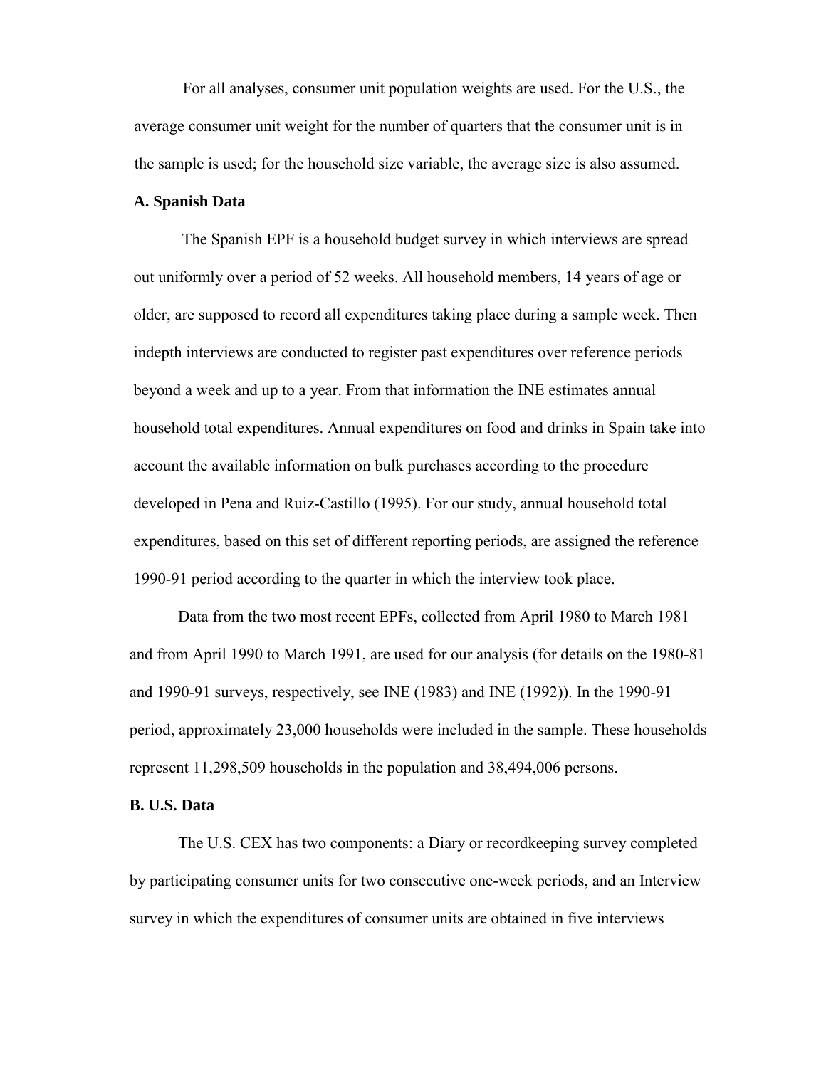For all analyses, consumer unit population weights are used. For the U.S., the average consumer unit weight for the number of quarters that the consumer unit is in the sample is used; for the household size variable, the average size is also assumed.

**A. Spanish Data**

The Spanish EPF is a household budget survey in which interviews are spread out uniformly over a period of 52 weeks. All household members, 14 years of age or older, are supposed to record all expenditures taking place during a sample week. Then indepth interviews are conducted to register past expenditures over reference periods beyond a week and up to a year. From that information the INE estimates annual household total expenditures. Annual expenditures on food and drinks in Spain take into account the available information on bulk purchases according to the procedure developed in Pena and Ruiz-Castillo (1995). For our study, annual household total expenditures, based on this set of different reporting periods, are assigned the reference 1990-91 period according to the quarter in which the interview took place.

Data from the two most recent EPFs, collected from April 1980 to March 1981 and from April 1990 to March 1991, are used for our analysis (for details on the 1980-81 and 1990-91 surveys, respectively, see INE (1983) and INE (1992)). In the 1990-91 period, approximately 23,000 households were included in the sample. These households represent 11,298,509 households in the population and 38,494,006 persons.

**B. U.S. Data**

The U.S. CEX has two components: a Diary or recordkeeping survey completed by participating consumer units for two consecutive one-week periods, and an Interview survey in which the expenditures of consumer units are obtained in five interviews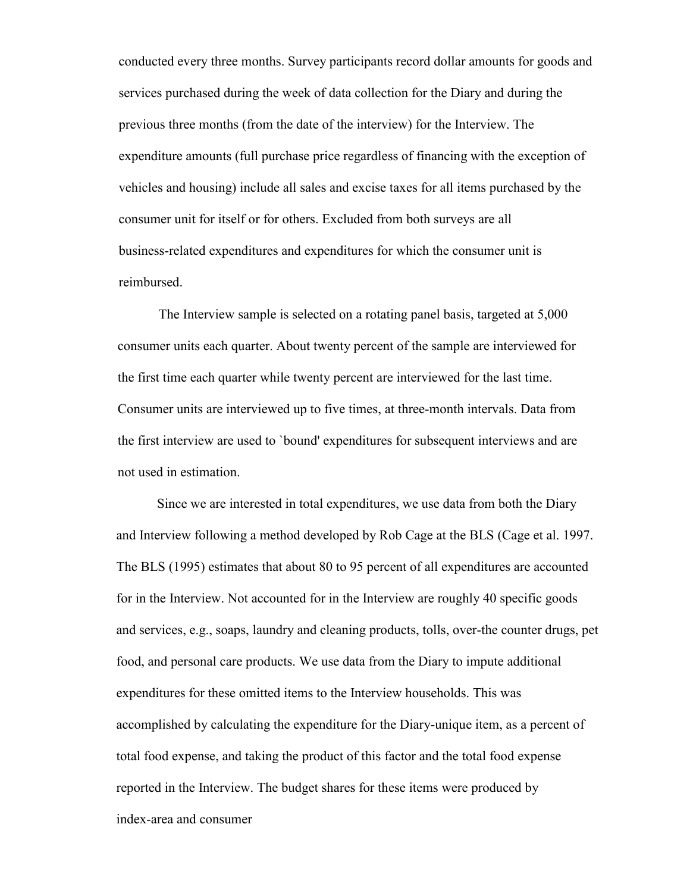conducted every three months. Survey participants record dollar amounts for goods and services purchased during the week of data collection for the Diary and during the previous three months (from the date of the interview) for the Interview. The expenditure amounts (full purchase price regardless of financing with the exception of vehicles and housing) include all sales and excise taxes for all items purchased by the consumer unit for itself or for others. Excluded from both surveys are all business-related expenditures and expenditures for which the consumer unit is reimbursed.

The Interview sample is selected on a rotating panel basis, targeted at 5,000 consumer units each quarter. About twenty percent of the sample are interviewed for the first time each quarter while twenty percent are interviewed for the last time. Consumer units are interviewed up to five times, at three-month intervals. Data from the first interview are used to `bound' expenditures for subsequent interviews and are not used in estimation.

Since we are interested in total expenditures, we use data from both the Diary and Interview following a method developed by Rob Cage at the BLS (Cage et al. 1997. The BLS (1995) estimates that about 80 to 95 percent of all expenditures are accounted for in the Interview. Not accounted for in the Interview are roughly 40 specific goods and services, e.g., soaps, laundry and cleaning products, tolls, over-the counter drugs, pet food, and personal care products. We use data from the Diary to impute additional expenditures for these omitted items to the Interview households. This was accomplished by calculating the expenditure for the Diary-unique item, as a percent of total food expense, and taking the product of this factor and the total food expense reported in the Interview. The budget shares for these items were produced by index-area and consumer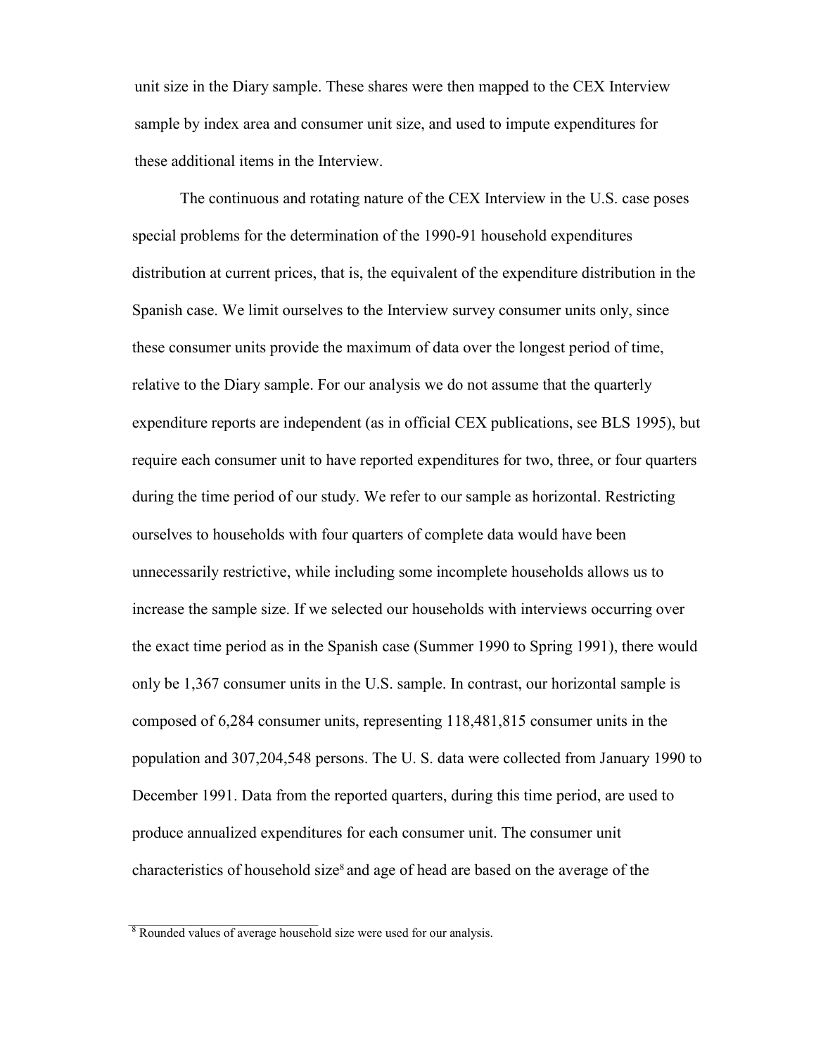unit size in the Diary sample. These shares were then mapped to the CEX Interview sample by index area and consumer unit size, and used to impute expenditures for these additional items in the Interview.

The continuous and rotating nature of the CEX Interview in the U.S. case poses special problems for the determination of the 1990-91 household expenditures distribution at current prices, that is, the equivalent of the expenditure distribution in the Spanish case. We limit ourselves to the Interview survey consumer units only, since these consumer units provide the maximum of data over the longest period of time, relative to the Diary sample. For our analysis we do not assume that the quarterly expenditure reports are independent (as in official CEX publications, see BLS 1995), but require each consumer unit to have reported expenditures for two, three, or four quarters during the time period of our study. We refer to our sample as horizontal. Restricting ourselves to households with four quarters of complete data would have been unnecessarily restrictive, while including some incomplete households allows us to increase the sample size. If we selected our households with interviews occurring over the exact time period as in the Spanish case (Summer 1990 to Spring 1991), there would only be 1,367 consumer units in the U.S. sample. In contrast, our horizontal sample is composed of 6,284 consumer units, representing 118,481,815 consumer units in the population and 307,204,548 persons. The U. S. data were collected from January 1990 to December 1991. Data from the reported quarters, during this time period, are used to produce annualized expenditures for each consumer unit. The consumer unit characteristics of household size[8] and age of head are based on the average of the

[8] Rounded values of average household size were used for our analysis.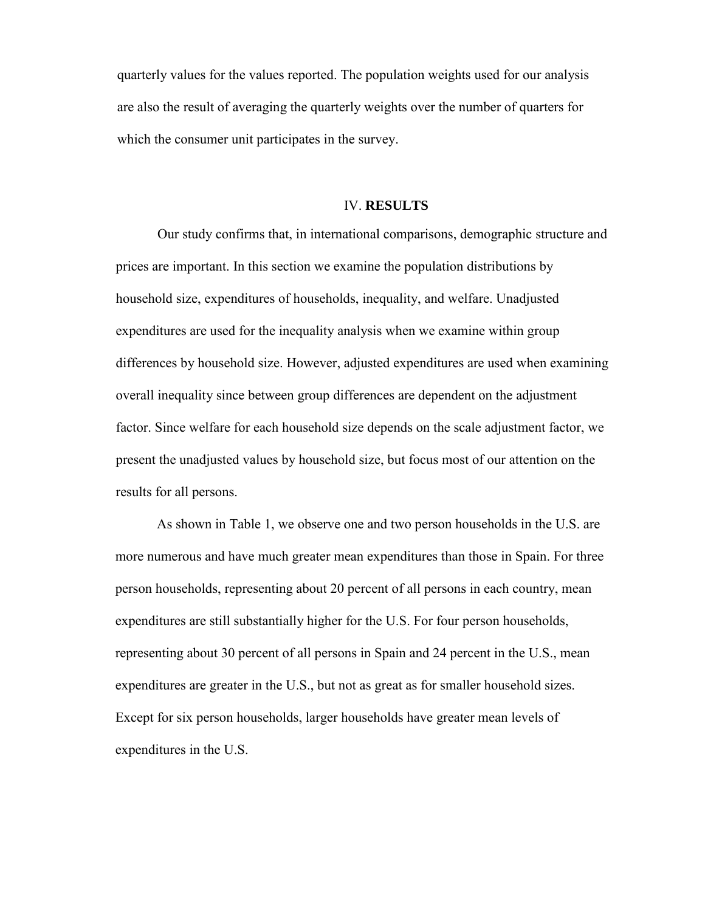quarterly values for the values reported. The population weights used for our analysis are also the result of averaging the quarterly weights over the number of quarters for which the consumer unit participates in the survey.

## IV. **RESULTS**

Our study confirms that, in international comparisons, demographic structure and prices are important. In this section we examine the population distributions by household size, expenditures of households, inequality, and welfare. Unadjusted expenditures are used for the inequality analysis when we examine within group differences by household size. However, adjusted expenditures are used when examining overall inequality since between group differences are dependent on the adjustment factor. Since welfare for each household size depends on the scale adjustment factor, we present the unadjusted values by household size, but focus most of our attention on the results for all persons.

As shown in Table 1, we observe one and two person households in the U.S. are more numerous and have much greater mean expenditures than those in Spain. For three person households, representing about 20 percent of all persons in each country, mean expenditures are still substantially higher for the U.S. For four person households, representing about 30 percent of all persons in Spain and 24 percent in the U.S., mean expenditures are greater in the U.S., but not as great as for smaller household sizes. Except for six person households, larger households have greater mean levels of expenditures in the U.S.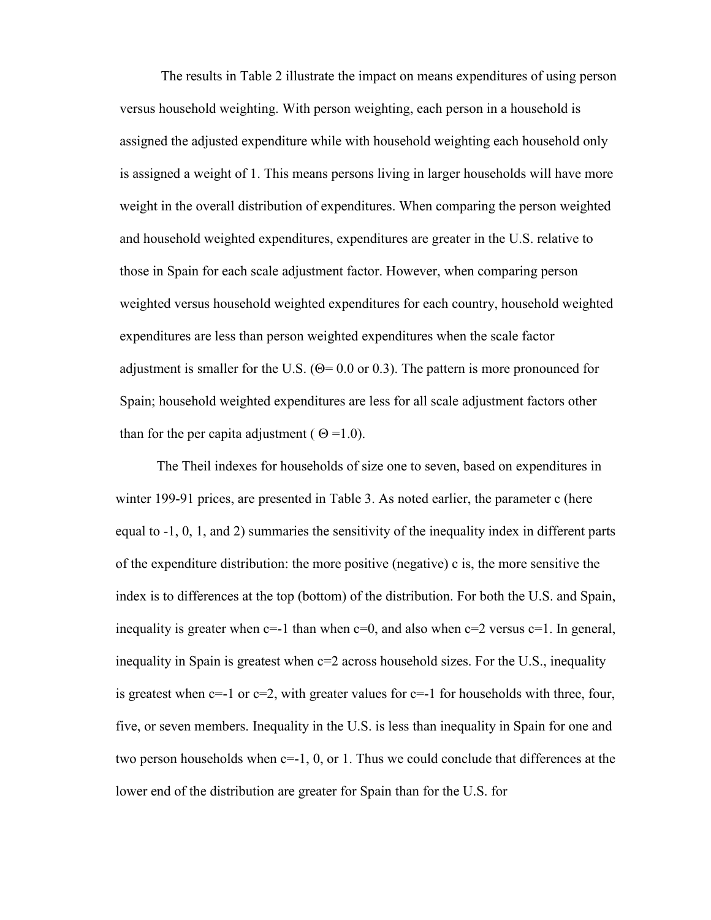The results in Table 2 illustrate the impact on means expenditures of using person versus household weighting. With person weighting, each person in a household is assigned the adjusted expenditure while with household weighting each household only is assigned a weight of 1. This means persons living in larger households will have more weight in the overall distribution of expenditures. When comparing the person weighted and household weighted expenditures, expenditures are greater in the U.S. relative to those in Spain for each scale adjustment factor. However, when comparing person weighted versus household weighted expenditures for each country, household weighted expenditures are less than person weighted expenditures when the scale factor adjustment is smaller for the U.S. ($\Theta$= 0.0 or 0.3). The pattern is more pronounced for Spain; household weighted expenditures are less for all scale adjustment factors other than for the per capita adjustment ( $\Theta$ =1.0).

The Theil indexes for households of size one to seven, based on expenditures in winter 199-91 prices, are presented in Table 3. As noted earlier, the parameter c (here equal to -1, 0, 1, and 2) summaries the sensitivity of the inequality index in different parts of the expenditure distribution: the more positive (negative) c is, the more sensitive the index is to differences at the top (bottom) of the distribution. For both the U.S. and Spain, inequality is greater when c=-1 than when c=0, and also when c=2 versus c=1. In general, inequality in Spain is greatest when c=2 across household sizes. For the U.S., inequality is greatest when c=-1 or c=2, with greater values for c=-1 for households with three, four, five, or seven members. Inequality in the U.S. is less than inequality in Spain for one and two person households when c=-1, 0, or 1. Thus we could conclude that differences at the lower end of the distribution are greater for Spain than for the U.S. for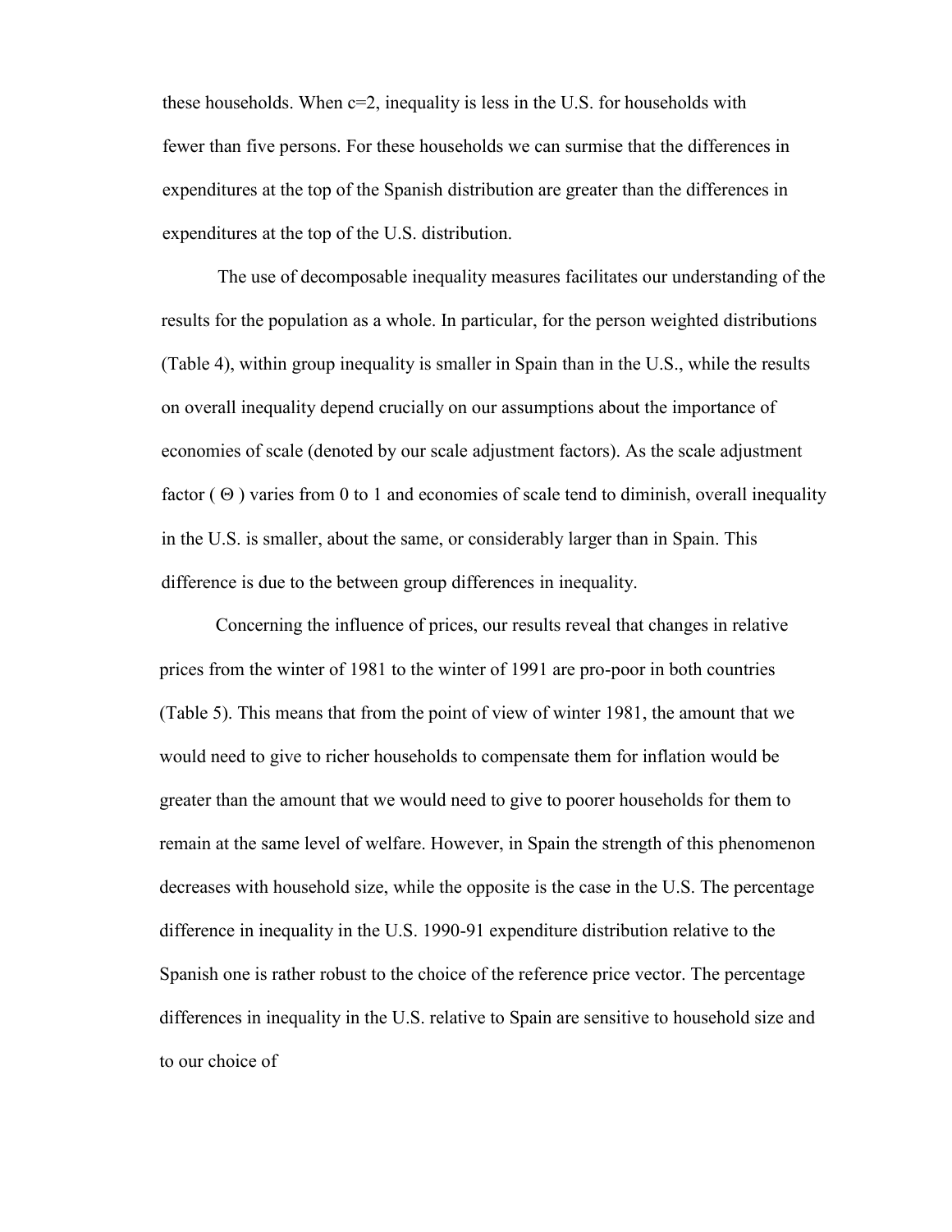these households. When $c=2$, inequality is less in the U.S. for households with fewer than five persons. For these households we can surmise that the differences in expenditures at the top of the Spanish distribution are greater than the differences in expenditures at the top of the U.S. distribution.

The use of decomposable inequality measures facilitates our understanding of the results for the population as a whole. In particular, for the person weighted distributions (Table 4), within group inequality is smaller in Spain than in the U.S., while the results on overall inequality depend crucially on our assumptions about the importance of economies of scale (denoted by our scale adjustment factors). As the scale adjustment factor ( $\Theta$ ) varies from 0 to 1 and economies of scale tend to diminish, overall inequality in the U.S. is smaller, about the same, or considerably larger than in Spain. This difference is due to the between group differences in inequality.

Concerning the influence of prices, our results reveal that changes in relative prices from the winter of 1981 to the winter of 1991 are pro-poor in both countries (Table 5). This means that from the point of view of winter 1981, the amount that we would need to give to richer households to compensate them for inflation would be greater than the amount that we would need to give to poorer households for them to remain at the same level of welfare. However, in Spain the strength of this phenomenon decreases with household size, while the opposite is the case in the U.S. The percentage difference in inequality in the U.S. 1990-91 expenditure distribution relative to the Spanish one is rather robust to the choice of the reference price vector. The percentage differences in inequality in the U.S. relative to Spain are sensitive to household size and to our choice of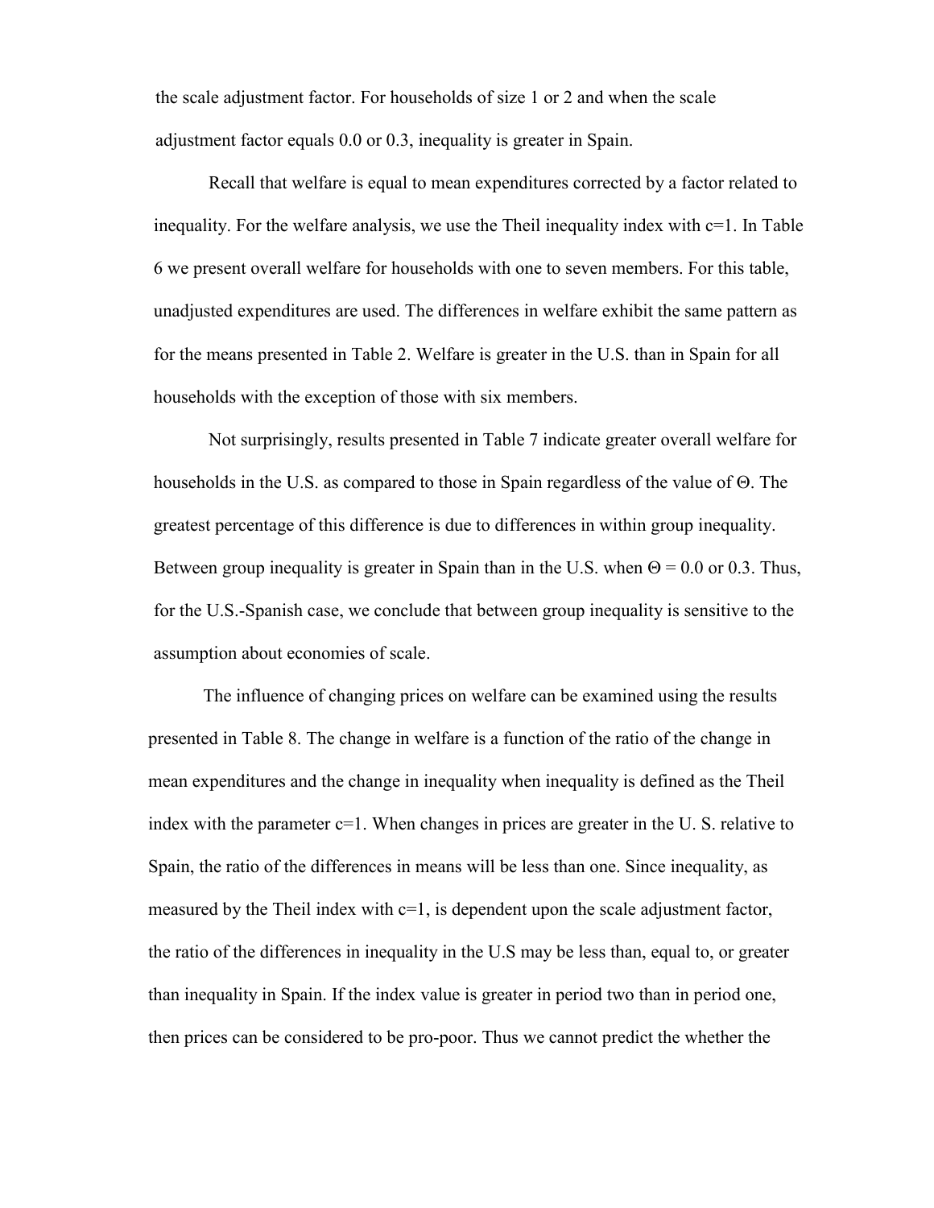the scale adjustment factor. For households of size 1 or 2 and when the scale adjustment factor equals 0.0 or 0.3, inequality is greater in Spain.

Recall that welfare is equal to mean expenditures corrected by a factor related to inequality. For the welfare analysis, we use the Theil inequality index with c=1. In Table 6 we present overall welfare for households with one to seven members. For this table, unadjusted expenditures are used. The differences in welfare exhibit the same pattern as for the means presented in Table 2. Welfare is greater in the U.S. than in Spain for all households with the exception of those with six members.

Not surprisingly, results presented in Table 7 indicate greater overall welfare for households in the U.S. as compared to those in Spain regardless of the value of $\Theta$. The greatest percentage of this difference is due to differences in within group inequality. Between group inequality is greater in Spain than in the U.S. when $\Theta = 0.0$ or 0.3. Thus, for the U.S.-Spanish case, we conclude that between group inequality is sensitive to the assumption about economies of scale.

The influence of changing prices on welfare can be examined using the results presented in Table 8. The change in welfare is a function of the ratio of the change in mean expenditures and the change in inequality when inequality is defined as the Theil index with the parameter c=1. When changes in prices are greater in the U. S. relative to Spain, the ratio of the differences in means will be less than one. Since inequality, as measured by the Theil index with c=1, is dependent upon the scale adjustment factor, the ratio of the differences in inequality in the U.S may be less than, equal to, or greater than inequality in Spain. If the index value is greater in period two than in period one, then prices can be considered to be pro-poor. Thus we cannot predict the whether the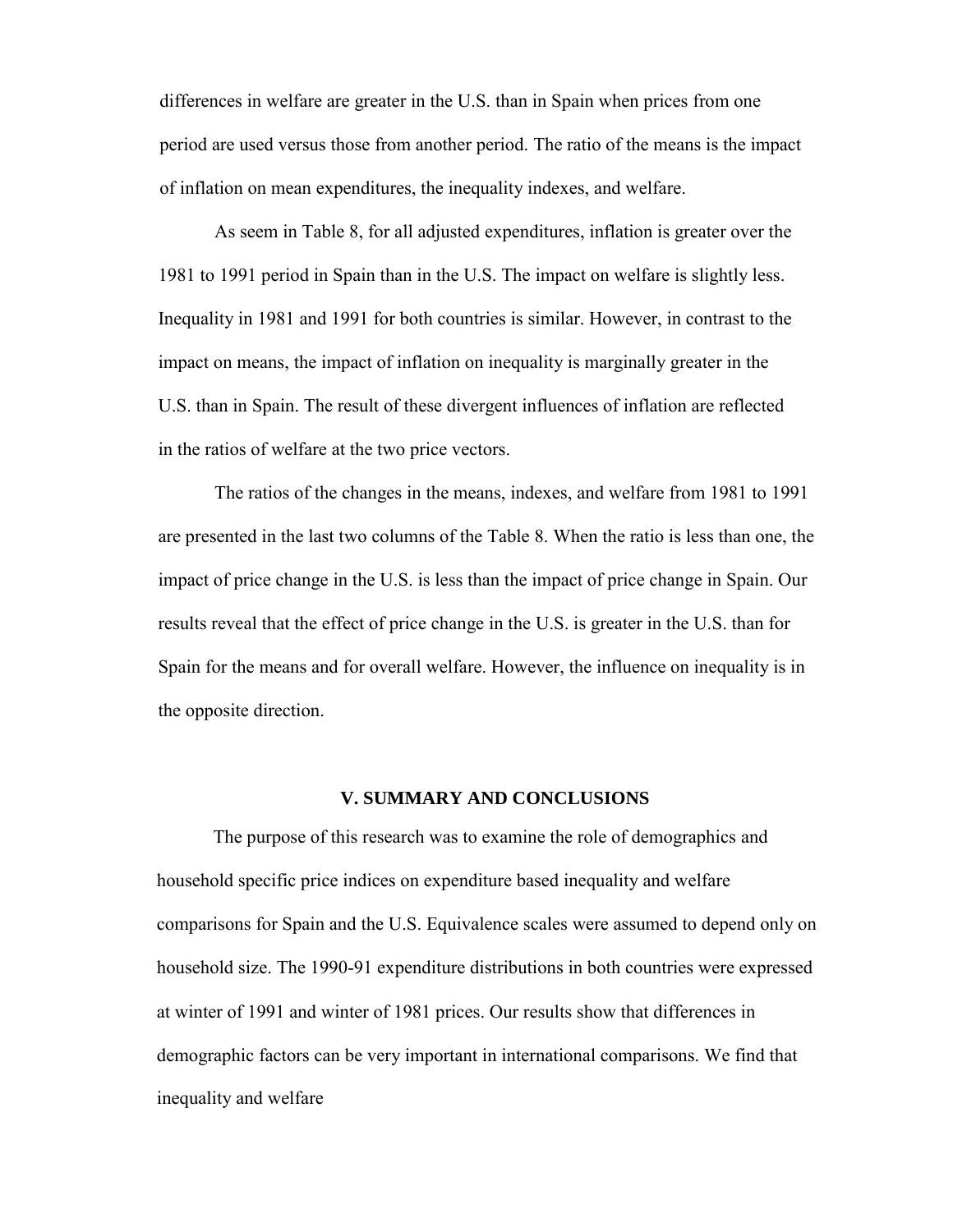differences in welfare are greater in the U.S. than in Spain when prices from one period are used versus those from another period. The ratio of the means is the impact of inflation on mean expenditures, the inequality indexes, and welfare.

As seem in Table 8, for all adjusted expenditures, inflation is greater over the 1981 to 1991 period in Spain than in the U.S. The impact on welfare is slightly less. Inequality in 1981 and 1991 for both countries is similar. However, in contrast to the impact on means, the impact of inflation on inequality is marginally greater in the U.S. than in Spain. The result of these divergent influences of inflation are reflected in the ratios of welfare at the two price vectors.

The ratios of the changes in the means, indexes, and welfare from 1981 to 1991 are presented in the last two columns of the Table 8. When the ratio is less than one, the impact of price change in the U.S. is less than the impact of price change in Spain. Our results reveal that the effect of price change in the U.S. is greater in the U.S. than for Spain for the means and for overall welfare. However, the influence on inequality is in the opposite direction.

## V. SUMMARY AND CONCLUSIONS

The purpose of this research was to examine the role of demographics and household specific price indices on expenditure based inequality and welfare comparisons for Spain and the U.S. Equivalence scales were assumed to depend only on household size. The 1990-91 expenditure distributions in both countries were expressed at winter of 1991 and winter of 1981 prices. Our results show that differences in demographic factors can be very important in international comparisons. We find that inequality and welfare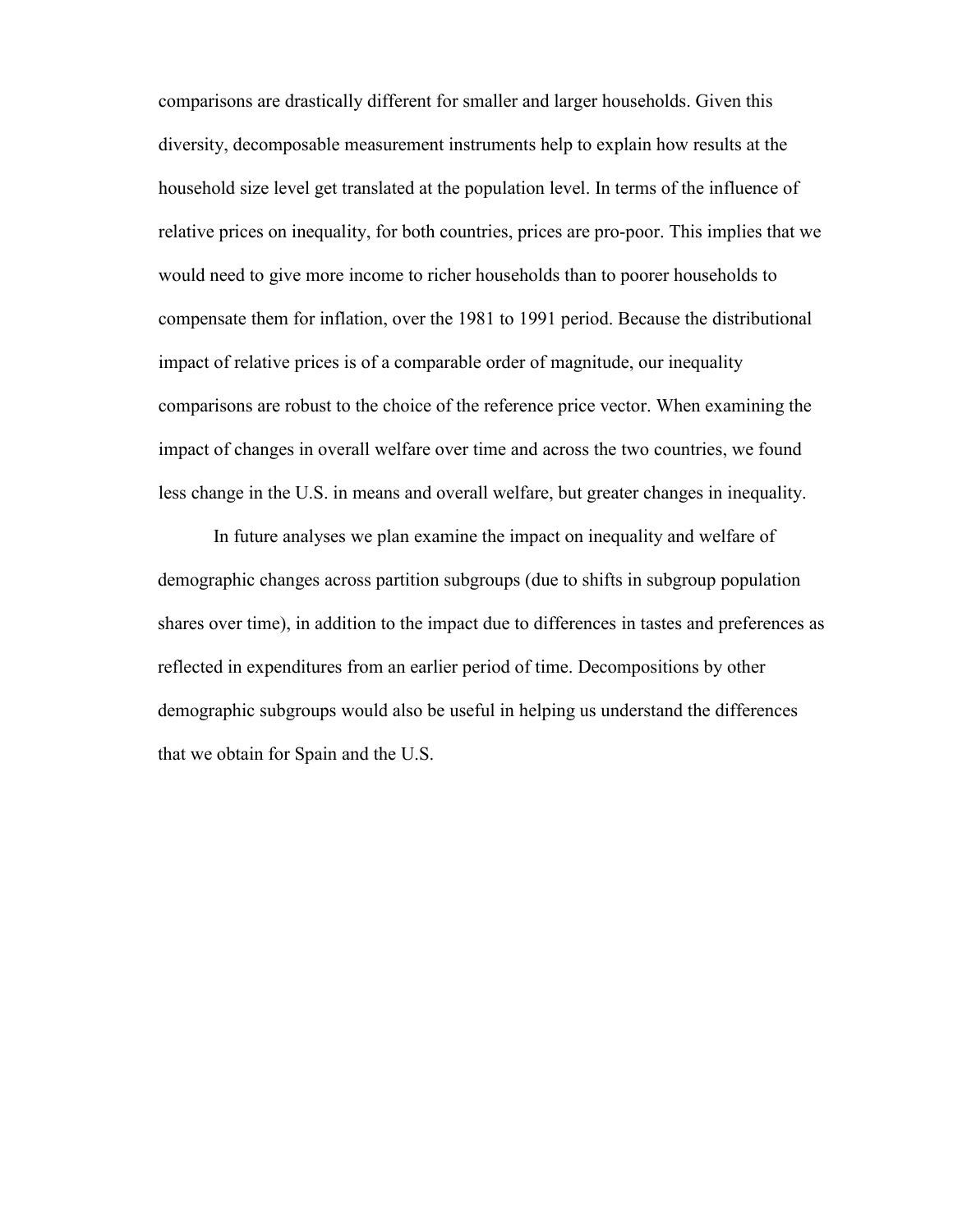comparisons are drastically different for smaller and larger households. Given this diversity, decomposable measurement instruments help to explain how results at the household size level get translated at the population level. In terms of the influence of relative prices on inequality, for both countries, prices are pro-poor. This implies that we would need to give more income to richer households than to poorer households to compensate them for inflation, over the 1981 to 1991 period. Because the distributional impact of relative prices is of a comparable order of magnitude, our inequality comparisons are robust to the choice of the reference price vector. When examining the impact of changes in overall welfare over time and across the two countries, we found less change in the U.S. in means and overall welfare, but greater changes in inequality.

In future analyses we plan examine the impact on inequality and welfare of demographic changes across partition subgroups (due to shifts in subgroup population shares over time), in addition to the impact due to differences in tastes and preferences as reflected in expenditures from an earlier period of time. Decompositions by other demographic subgroups would also be useful in helping us understand the differences that we obtain for Spain and the U.S.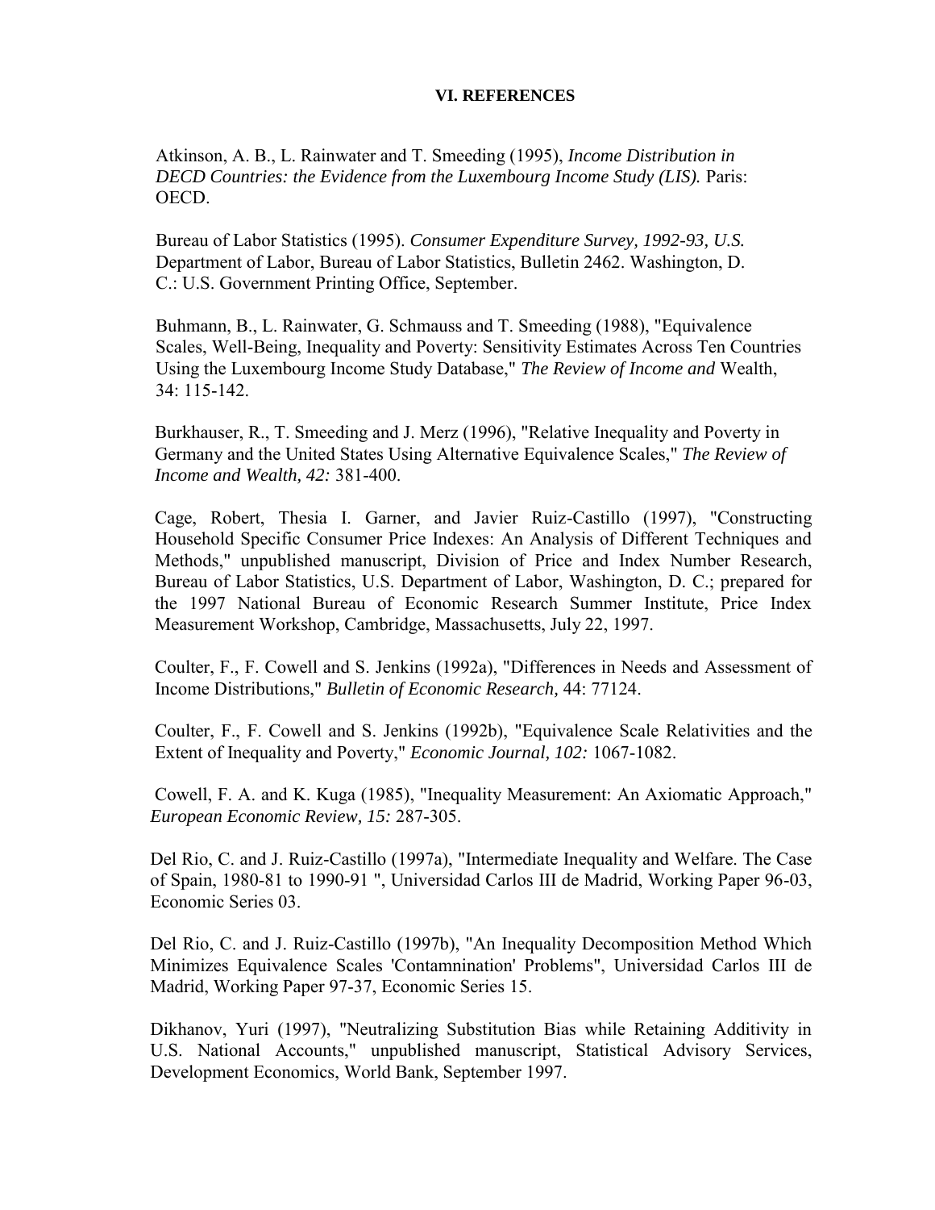## VI. REFERENCES

Atkinson, A. B., L. Rainwater and T. Smeeding (1995), *Income Distribution in DECD Countries: the Evidence from the Luxembourg Income Study (LIS).* Paris: OECD.

Bureau of Labor Statistics (1995). *Consumer Expenditure Survey, 1992-93, U.S.* Department of Labor, Bureau of Labor Statistics, Bulletin 2462. Washington, D. C.: U.S. Government Printing Office, September.

Buhmann, B., L. Rainwater, G. Schmauss and T. Smeeding (1988), "Equivalence Scales, Well-Being, Inequality and Poverty: Sensitivity Estimates Across Ten Countries Using the Luxembourg Income Study Database," *The Review of Income and* Wealth, 34: 115-142.

Burkhauser, R., T. Smeeding and J. Merz (1996), "Relative Inequality and Poverty in Germany and the United States Using Alternative Equivalence Scales," *The Review of Income and Wealth, 42:* 381-400.

Cage, Robert, Thesia I. Garner, and Javier Ruiz-Castillo (1997), "Constructing Household Specific Consumer Price Indexes: An Analysis of Different Techniques and Methods," unpublished manuscript, Division of Price and Index Number Research, Bureau of Labor Statistics, U.S. Department of Labor, Washington, D. C.; prepared for the 1997 National Bureau of Economic Research Summer Institute, Price Index Measurement Workshop, Cambridge, Massachusetts, July 22, 1997.

Coulter, F., F. Cowell and S. Jenkins (1992a), "Differences in Needs and Assessment of Income Distributions," *Bulletin of Economic Research,* 44: 77124.

Coulter, F., F. Cowell and S. Jenkins (1992b), "Equivalence Scale Relativities and the Extent of Inequality and Poverty," *Economic Journal, 102:* 1067-1082.

Cowell, F. A. and K. Kuga (1985), "Inequality Measurement: An Axiomatic Approach," *European Economic Review, 15:* 287-305.

Del Rio, C. and J. Ruiz-Castillo (1997a), "Intermediate Inequality and Welfare. The Case of Spain, 1980-81 to 1990-91 ", Universidad Carlos III de Madrid, Working Paper 96-03, Economic Series 03.

Del Rio, C. and J. Ruiz-Castillo (1997b), "An Inequality Decomposition Method Which Minimizes Equivalence Scales 'Contamnination' Problems", Universidad Carlos III de Madrid, Working Paper 97-37, Economic Series 15.

Dikhanov, Yuri (1997), "Neutralizing Substitution Bias while Retaining Additivity in U.S. National Accounts," unpublished manuscript, Statistical Advisory Services, Development Economics, World Bank, September 1997.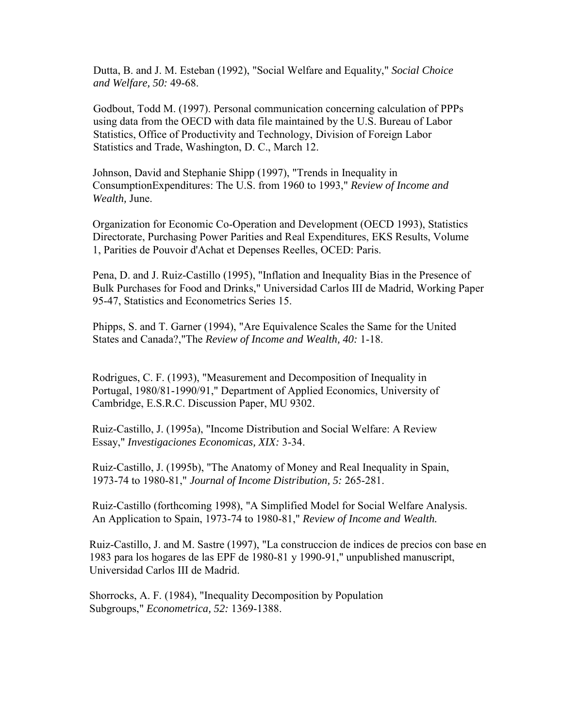Dutta, B. and J. M. Esteban (1992), "Social Welfare and Equality," *Social Choice and Welfare, 50:* 49-68.

Godbout, Todd M. (1997). Personal communication concerning calculation of PPPs using data from the OECD with data file maintained by the U.S. Bureau of Labor Statistics, Office of Productivity and Technology, Division of Foreign Labor Statistics and Trade, Washington, D. C., March 12.

Johnson, David and Stephanie Shipp (1997), "Trends in Inequality in ConsumptionExpenditures: The U.S. from 1960 to 1993," *Review of Income and Wealth,* June.

Organization for Economic Co-Operation and Development (OECD 1993), Statistics Directorate, Purchasing Power Parities and Real Expenditures, EKS Results, Volume 1, Parities de Pouvoir d'Achat et Depenses Reelles, OCED: Paris.

Pena, D. and J. Ruiz-Castillo (1995), "Inflation and Inequality Bias in the Presence of Bulk Purchases for Food and Drinks," Universidad Carlos III de Madrid, Working Paper 95-47, Statistics and Econometrics Series 15.

Phipps, S. and T. Garner (1994), "Are Equivalence Scales the Same for the United States and Canada?,"The *Review of Income and Wealth, 40:* 1-18.

Rodrigues, C. F. (1993), "Measurement and Decomposition of Inequality in Portugal, 1980/81-1990/91," Department of Applied Economics, University of Cambridge, E.S.R.C. Discussion Paper, MU 9302.

Ruiz-Castillo, J. (1995a), "Income Distribution and Social Welfare: A Review Essay," *Investigaciones Economicas, XIX:* 3-34.

Ruiz-Castillo, J. (1995b), "The Anatomy of Money and Real Inequality in Spain, 1973-74 to 1980-81," *Journal of Income Distribution, 5:* 265-281.

Ruiz-Castillo (forthcoming 1998), "A Simplified Model for Social Welfare Analysis. An Application to Spain, 1973-74 to 1980-81," *Review of Income and Wealth.*

Ruiz-Castillo, J. and M. Sastre (1997), "La construccion de indices de precios con base en 1983 para los hogares de las EPF de 1980-81 y 1990-91," unpublished manuscript, Universidad Carlos III de Madrid.

Shorrocks, A. F. (1984), "Inequality Decomposition by Population Subgroups," *Econometrica, 52:* 1369-1388.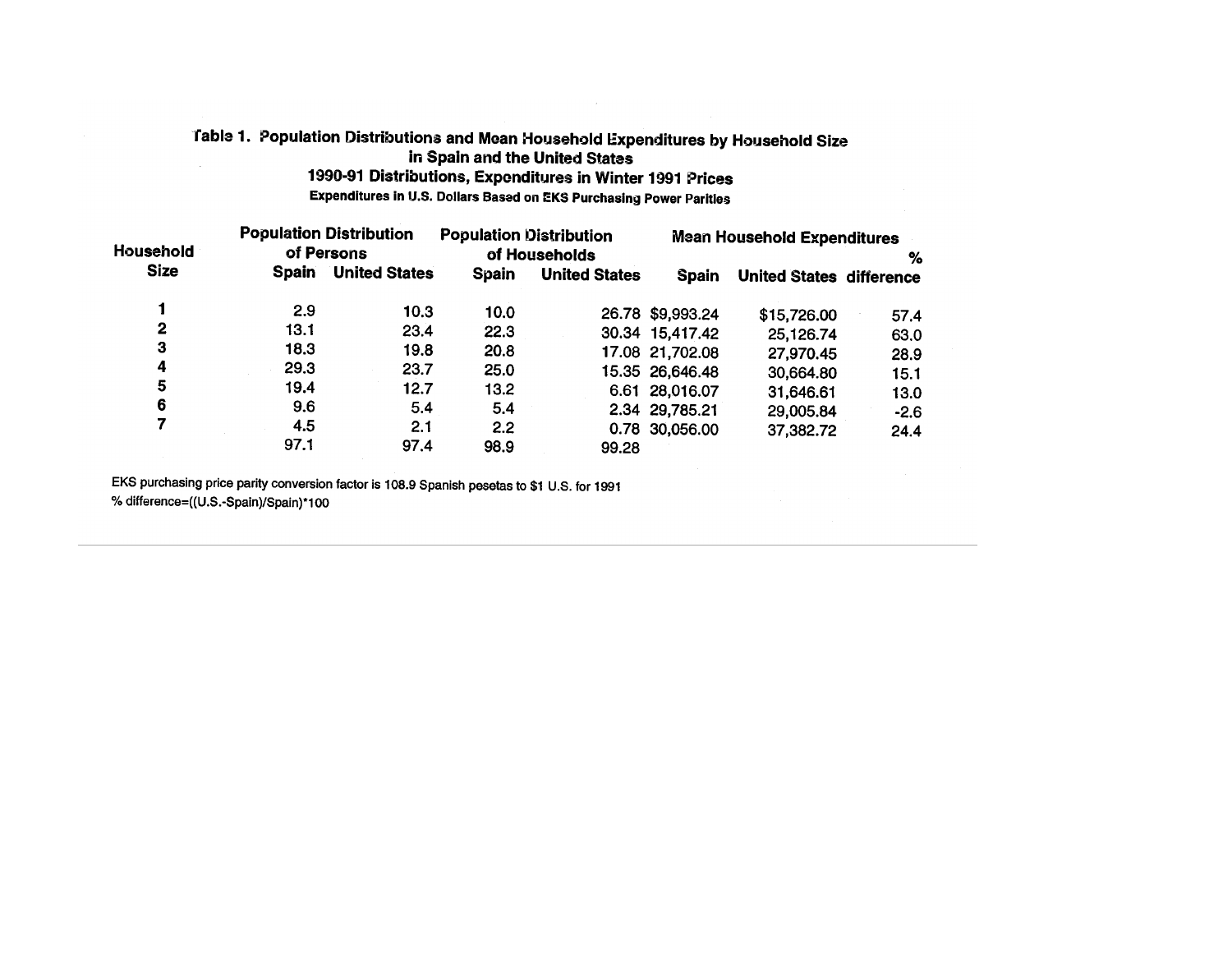**Table 1. Population Distributions and Mean Household Expenditures by Household Size in Spain and the United States**
**1990-91 Distributions, Expenditures in Winter 1991 Prices**
**Expenditures in U.S. Dollars Based on EKS Purchasing Power Parities**

| Household Size | Population Distribution of Persons | | Population Distribution of Households | | Mean Household Expenditures | | |
|---|---|---|---|---|---|---|---|
| | Spain | United States | Spain | United States | Spain | United States | % difference |
| 1 | 2.9 | 10.3 | 10.0 | 26.78 | $9,993.24 | $15,726.00 | 57.4 |
| 2 | 13.1 | 23.4 | 22.3 | 30.34 | 15,417.42 | 25,126.74 | 63.0 |
| 3 | 18.3 | 19.8 | 20.8 | 17.08 | 21,702.08 | 27,970.45 | 28.9 |
| 4 | 29.3 | 23.7 | 25.0 | 15.35 | 26,646.48 | 30,664.80 | 15.1 |
| 5 | 19.4 | 12.7 | 13.2 | 6.61 | 28,016.07 | 31,646.61 | 13.0 |
| 6 | 9.6 | 5.4 | 5.4 | 2.34 | 29,785.21 | 29,005.84 | -2.6 |
| 7 | 4.5 | 2.1 | 2.2 | 0.78 | 30,056.00 | 37,382.72 | 24.4 |
| | 97.1 | 97.4 | 98.9 | 99.28 | | | |

EKS purchasing price parity conversion factor is 108.9 Spanish pesetas to $1 U.S. for 1991

% difference=((U.S.-Spain)/Spain)*100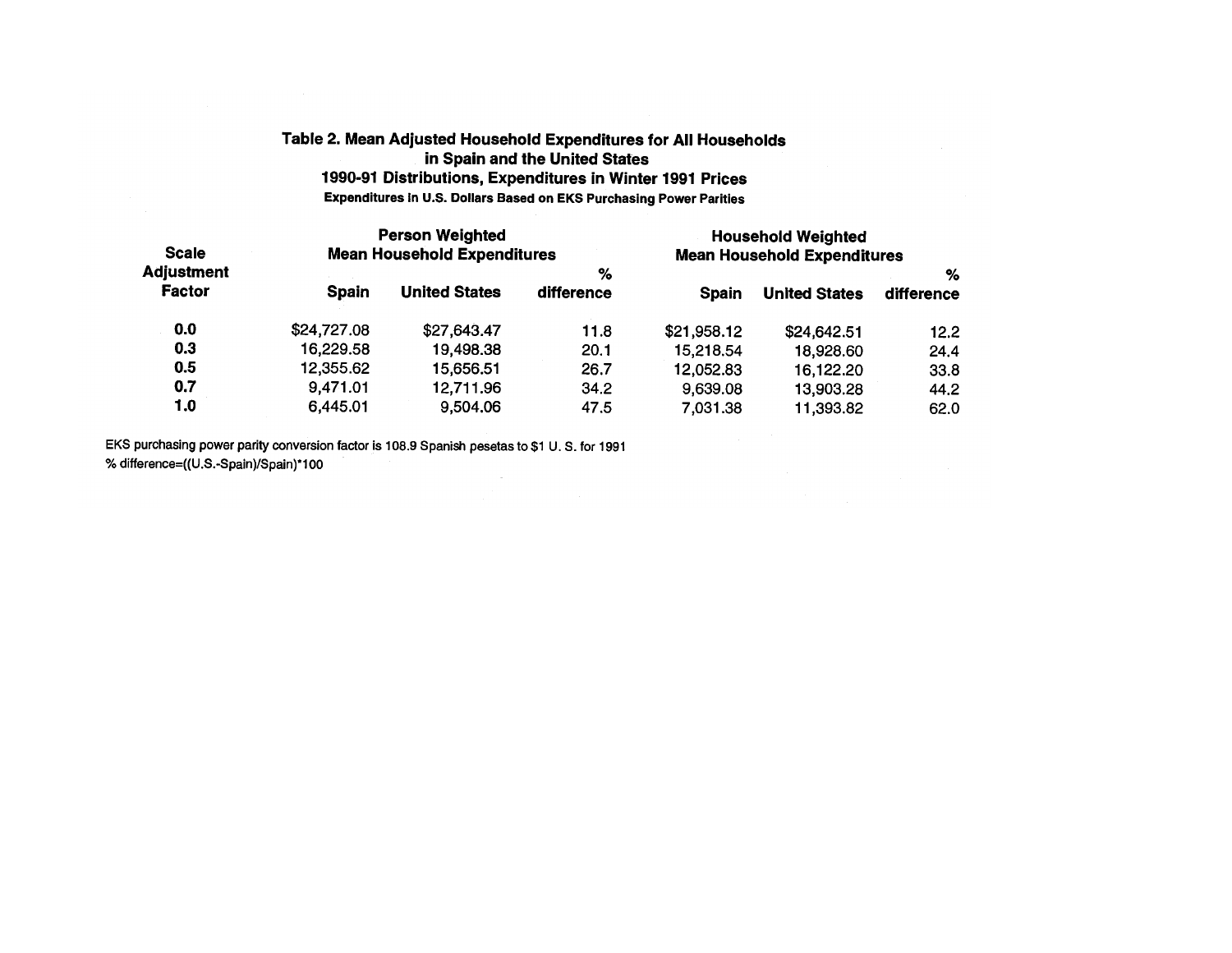### Table 2. Mean Adjusted Household Expenditures for All Households in Spain and the United States
### 1990-91 Distributions, Expenditures in Winter 1991 Prices
**Expenditures in U.S. Dollars Based on EKS Purchasing Power Parities**

| Scale Adjustment Factor | Person Weighted Mean Household Expenditures | | | Household Weighted Mean Household Expenditures | | |
|---|---|---|---|---|---|---|
| | Spain | United States | % difference | Spain | United States | % difference |
| 0.0 | $24,727.08 | $27,643.47 | 11.8 | $21,958.12 | $24,642.51 | 12.2 |
| 0.3 | 16,229.58 | 19,498.38 | 20.1 | 15,218.54 | 18,928.60 | 24.4 |
| 0.5 | 12,355.62 | 15,656.51 | 26.7 | 12,052.83 | 16,122.20 | 33.8 |
| 0.7 | 9,471.01 | 12,711.96 | 34.2 | 9,639.08 | 13,903.28 | 44.2 |
| 1.0 | 6,445.01 | 9,504.06 | 47.5 | 7,031.38 | 11,393.82 | 62.0 |

EKS purchasing power parity conversion factor is 108.9 Spanish pesetas to $1 U. S. for 1991

% difference=((U.S.-Spain)/Spain)*100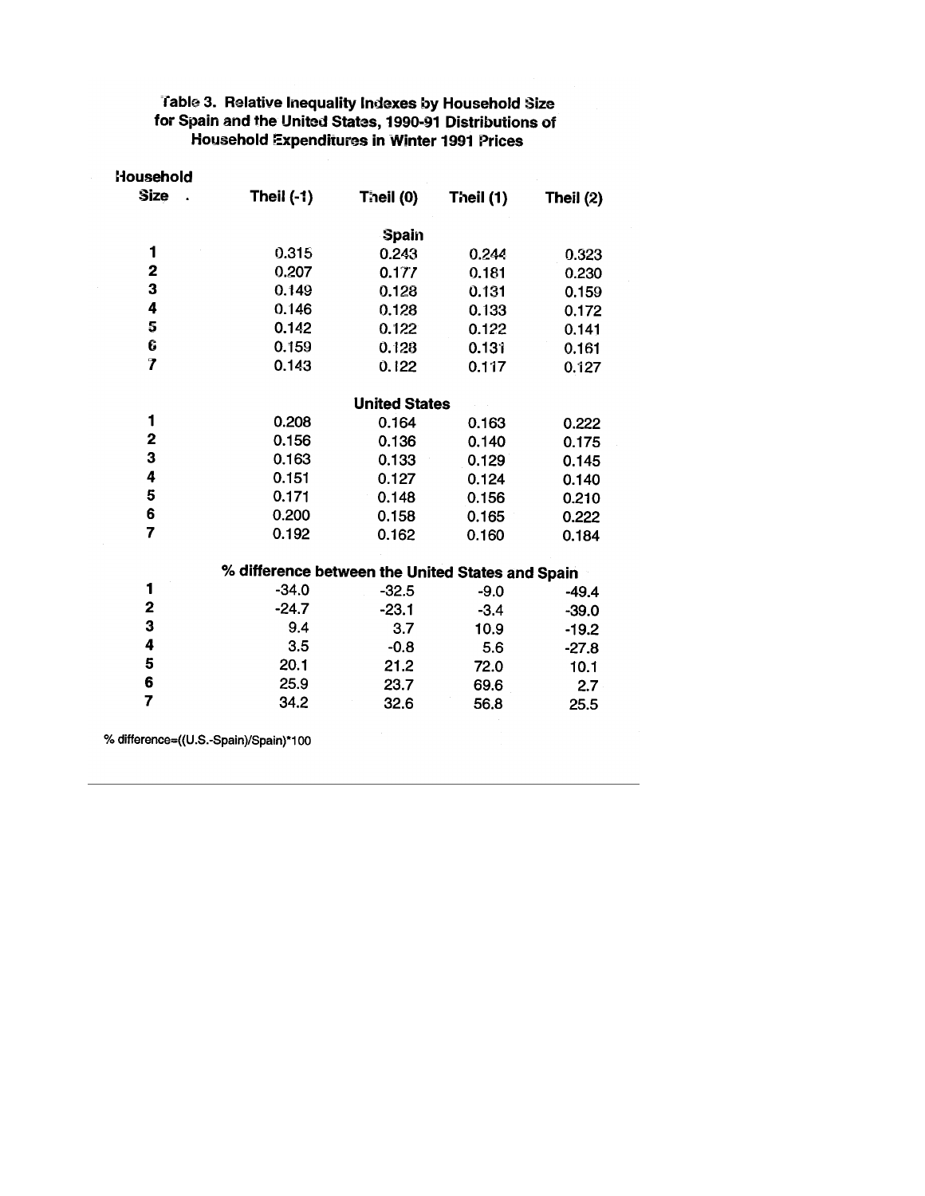**Table 3. Relative Inequality Indexes by Household Size for Spain and the United States, 1990-91 Distributions of Household Expenditures in Winter 1991 Prices**

| Household Size | Theil (-1) | Theil (0) | Theil (1) | Theil (2) |
|---|---|---|---|---|
| | | **Spain** | | |
| 1 | 0.315 | 0.243 | 0.244 | 0.323 |
| 2 | 0.207 | 0.177 | 0.181 | 0.230 |
| 3 | 0.149 | 0.128 | 0.131 | 0.159 |
| 4 | 0.146 | 0.128 | 0.133 | 0.172 |
| 5 | 0.142 | 0.122 | 0.122 | 0.141 |
| 6 | 0.159 | 0.128 | 0.131 | 0.161 |
| 7 | 0.143 | 0.122 | 0.117 | 0.127 |
| | | **United States** | | |
| 1 | 0.208 | 0.164 | 0.163 | 0.222 |
| 2 | 0.156 | 0.136 | 0.140 | 0.175 |
| 3 | 0.163 | 0.133 | 0.129 | 0.145 |
| 4 | 0.151 | 0.127 | 0.124 | 0.140 |
| 5 | 0.171 | 0.148 | 0.156 | 0.210 |
| 6 | 0.200 | 0.158 | 0.165 | 0.222 |
| 7 | 0.192 | 0.162 | 0.160 | 0.184 |
| | **% difference between the United States and Spain** | | | |
| 1 | -34.0 | -32.5 | -9.0 | -49.4 |
| 2 | -24.7 | -23.1 | -3.4 | -39.0 |
| 3 | 9.4 | 3.7 | 10.9 | -19.2 |
| 4 | 3.5 | -0.8 | 5.6 | -27.8 |
| 5 | 20.1 | 21.2 | 72.0 | 10.1 |
| 6 | 25.9 | 23.7 | 69.6 | 2.7 |
| 7 | 34.2 | 32.6 | 56.8 | 25.5 |

% difference=((U.S.-Spain)/Spain)*100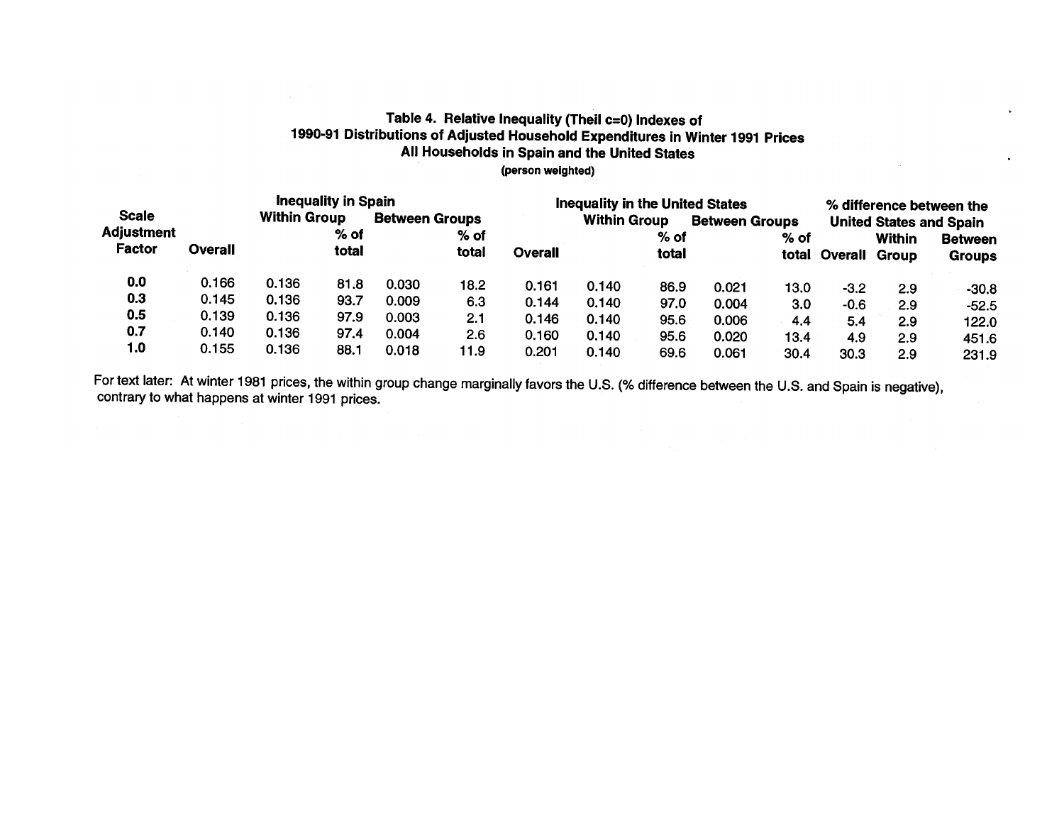**Table 4. Relative Inequality (Theil c=0) Indexes of 1990-91 Distributions of Adjusted Household Expenditures in Winter 1991 Prices All Households in Spain and the United States**

(person weighted)

| Scale Adjustment Factor | Inequality in Spain | | | | | Inequality in the United States | | | | | % difference between the United States and Spain | | |
|---|---|---|---|---|---|---|---|---|---|---|---|---|---|
| | Overall | Within Group | | Between Groups | | Overall | Within Group | | Between Groups | | Overall | Within Group | Between Groups |
| | | | % of total | | % of total | | | % of total | | % of total | | | |
| 0.0 | 0.166 | 0.136 | 81.8 | 0.030 | 18.2 | 0.161 | 0.140 | 86.9 | 0.021 | 13.0 | -3.2 | 2.9 | -30.8 |
| 0.3 | 0.145 | 0.136 | 93.7 | 0.009 | 6.3 | 0.144 | 0.140 | 97.0 | 0.004 | 3.0 | -0.6 | 2.9 | -52.5 |
| 0.5 | 0.139 | 0.136 | 97.9 | 0.003 | 2.1 | 0.146 | 0.140 | 95.6 | 0.006 | 4.4 | 5.4 | 2.9 | 122.0 |
| 0.7 | 0.140 | 0.136 | 97.4 | 0.004 | 2.6 | 0.160 | 0.140 | 95.6 | 0.020 | 13.4 | 4.9 | 2.9 | 451.6 |
| 1.0 | 0.155 | 0.136 | 88.1 | 0.018 | 11.9 | 0.201 | 0.140 | 69.6 | 0.061 | 30.4 | 30.3 | 2.9 | 231.9 |

For text later: At winter 1981 prices, the within group change marginally favors the U.S. (% difference between the U.S. and Spain is negative), contrary to what happens at winter 1991 prices.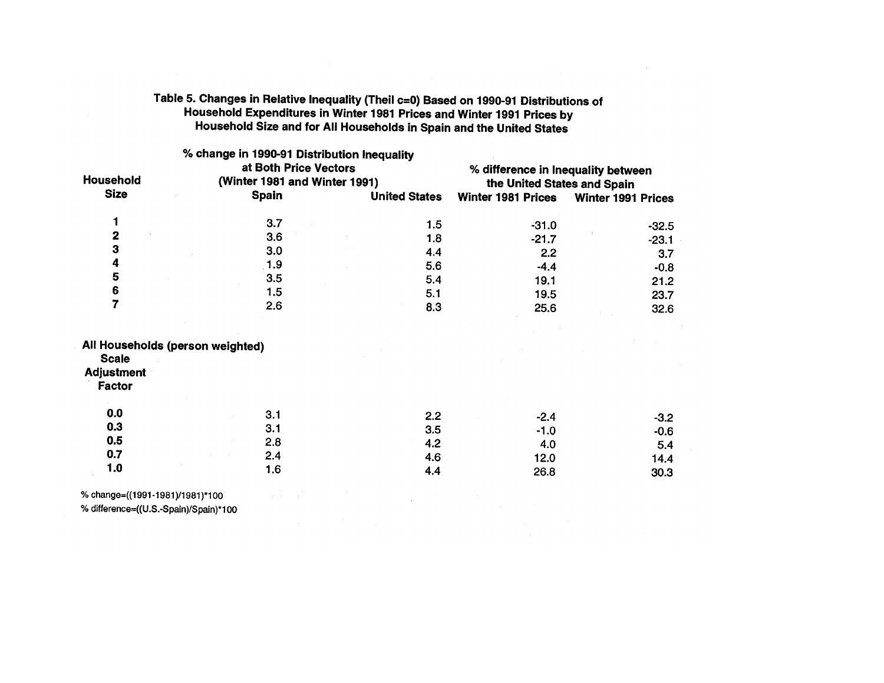### Table 5. Changes in Relative Inequality (Theil c=0) Based on 1990-91 Distributions of Household Expenditures in Winter 1981 Prices and Winter 1991 Prices by Household Size and for All Households in Spain and the United States

| Household Size | % change in 1990-91 Distribution Inequality at Both Price Vectors (Winter 1981 and Winter 1991) | | % difference in Inequality between the United States and Spain | |
|---|---|---|---|---|
| | Spain | United States | Winter 1981 Prices | Winter 1991 Prices |
| 1 | 3.7 | 1.5 | -31.0 | -32.5 |
| 2 | 3.6 | 1.8 | -21.7 | -23.1 |
| 3 | 3.0 | 4.4 | 2.2 | 3.7 |
| 4 | 1.9 | 5.6 | -4.4 | -0.8 |
| 5 | 3.5 | 5.4 | 19.1 | 21.2 |
| 6 | 1.5 | 5.1 | 19.5 | 23.7 |
| 7 | 2.6 | 8.3 | 25.6 | 32.6 |
| **All Households (person weighted)** | | | | |
| **Scale Adjustment Factor** | | | | |
| 0.0 | 3.1 | 2.2 | -2.4 | -3.2 |
| 0.3 | 3.1 | 3.5 | -1.0 | -0.6 |
| 0.5 | 2.8 | 4.2 | 4.0 | 5.4 |
| 0.7 | 2.4 | 4.6 | 12.0 | 14.4 |
| 1.0 | 1.6 | 4.4 | 26.8 | 30.3 |

% change=((1991-1981)/1981)*100

% difference=((U.S.-Spain)/Spain)*100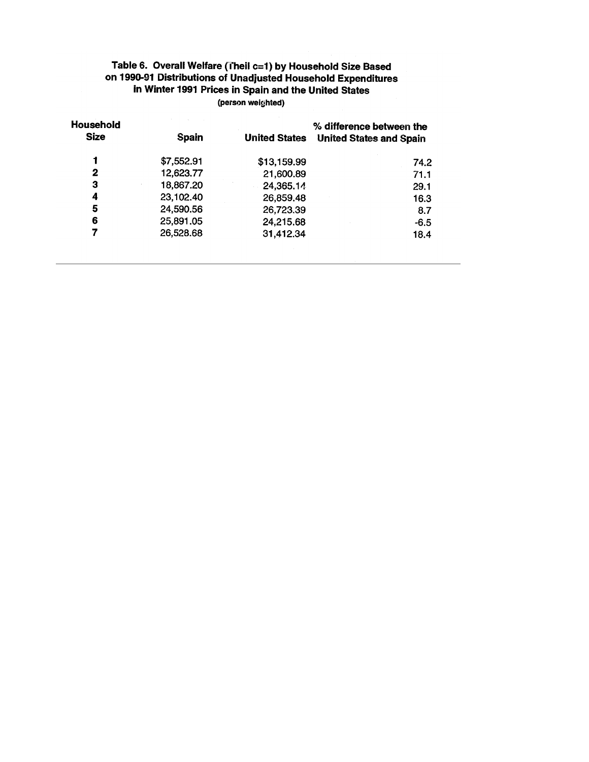**Table 6. Overall Welfare (Theil c=1) by Household Size Based on 1990-91 Distributions of Unadjusted Household Expenditures in Winter 1991 Prices in Spain and the United States**

(person weighted)

| Household Size | Spain | United States | % difference between the United States and Spain |
|---|---|---|---|
| 1 | $7,552.91 | $13,159.99 | 74.2 |
| 2 | 12,623.77 | 21,600.89 | 71.1 |
| 3 | 18,867.20 | 24,365.14 | 29.1 |
| 4 | 23,102.40 | 26,859.48 | 16.3 |
| 5 | 24,590.56 | 26,723.39 | 8.7 |
| 6 | 25,891.05 | 24,215.68 | -6.5 |
| 7 | 26,528.68 | 31,412.34 | 18.4 |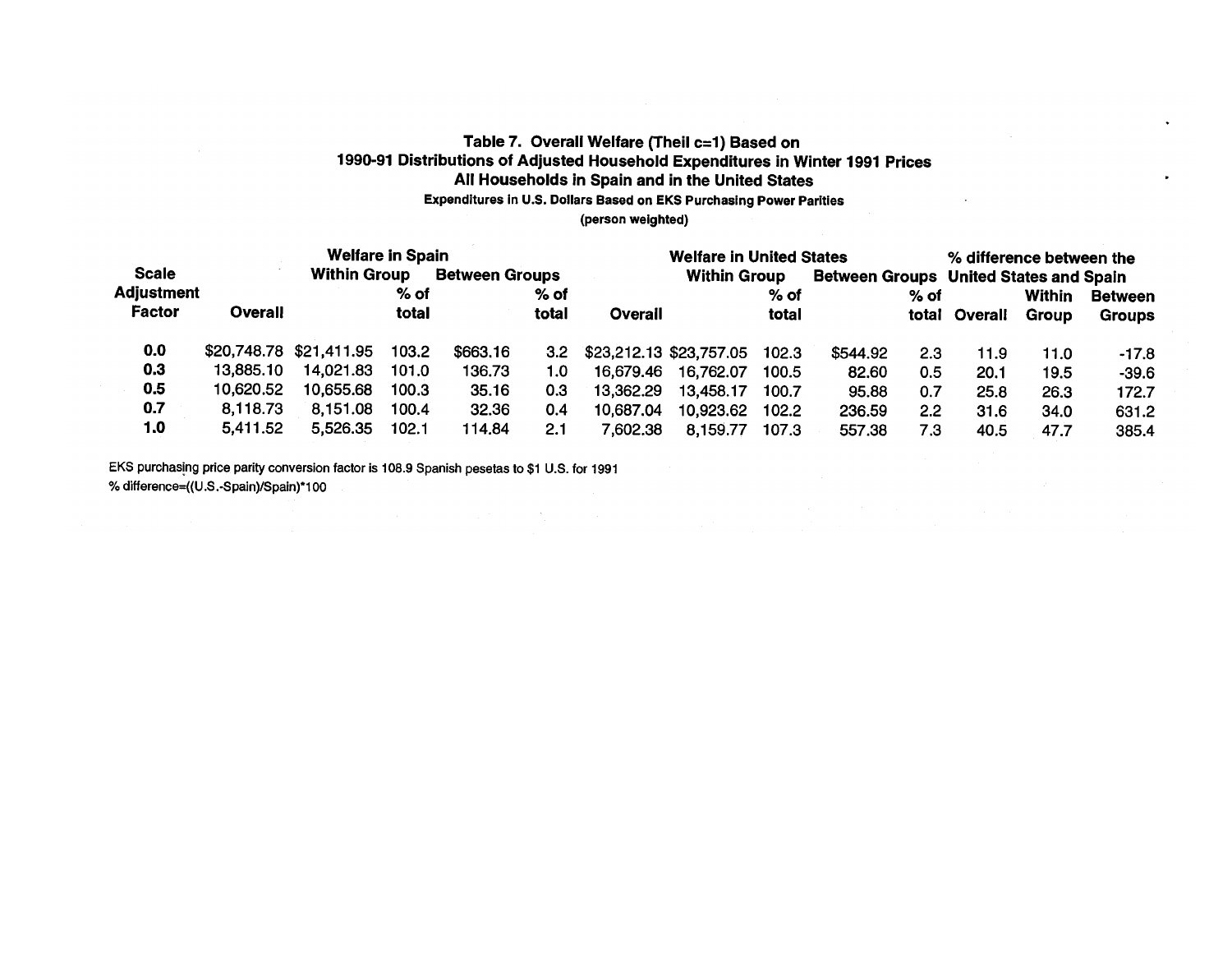### Table 7. Overall Welfare (Theil c=1) Based on 1990-91 Distributions of Adjusted Household Expenditures in Winter 1991 Prices All Households in Spain and in the United States

**Expenditures in U.S. Dollars Based on EKS Purchasing Power Parities**

**(person weighted)**

| Scale Adjustment Factor | Welfare in Spain | | | | | Welfare in United States | | | | | % difference between the United States and Spain | | |
|---|---|---|---|---|---|---|---|---|---|---|---|---|---|
| | Overall | Within Group | % of total | Between Groups | % of total | Overall | Within Group | % of total | Between Groups | % of total | Overall | Within Group | Between Groups |
| **0.0** | $20,748.78 | $21,411.95 | 103.2 | $663.16 | 3.2 | $23,212.13 | $23,757.05 | 102.3 | $544.92 | 2.3 | 11.9 | 11.0 | -17.8 |
| **0.3** | 13,885.10 | 14,021.83 | 101.0 | 136.73 | 1.0 | 16,679.46 | 16,762.07 | 100.5 | 82.60 | 0.5 | 20.1 | 19.5 | -39.6 |
| **0.5** | 10,620.52 | 10,655.68 | 100.3 | 35.16 | 0.3 | 13,362.29 | 13,458.17 | 100.7 | 95.88 | 0.7 | 25.8 | 26.3 | 172.7 |
| **0.7** | 8,118.73 | 8,151.08 | 100.4 | 32.36 | 0.4 | 10,687.04 | 10,923.62 | 102.2 | 236.59 | 2.2 | 31.6 | 34.0 | 631.2 |
| **1.0** | 5,411.52 | 5,526.35 | 102.1 | 114.84 | 2.1 | 7,602.38 | 8,159.77 | 107.3 | 557.38 | 7.3 | 40.5 | 47.7 | 385.4 |

EKS purchasing price parity conversion factor is 108.9 Spanish pesetas to $1 U.S. for 1991

% difference=((U.S.-Spain)/Spain)*100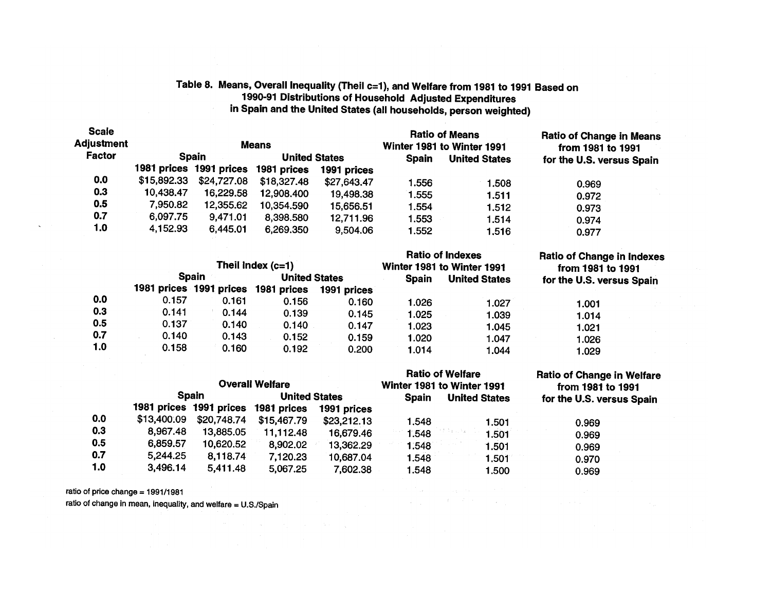**Table 8. Means, Overall Inequality (Theil c=1), and Welfare from 1981 to 1991 Based on 1990-91 Distributions of Household Adjusted Expenditures in Spain and the United States (all households, person weighted)**

| Scale Adjustment Factor | Means | | | | Ratio of Means Winter 1981 to Winter 1991 | | Ratio of Change in Means from 1981 to 1991 for the U.S. versus Spain |
|---|---|---|---|---|---|---|---|
| | Spain | | United States | | Spain | United States | |
| | 1981 prices | 1991 prices | 1981 prices | 1991 prices | | | |
| 0.0 | $15,892.33 | $24,727.08 | $18,327.48 | $27,643.47 | 1.556 | 1.508 | 0.969 |
| 0.3 | 10,438.47 | 16,229.58 | 12,908.400 | 19,498.38 | 1.555 | 1.511 | 0.972 |
| 0.5 | 7,950.82 | 12,355.62 | 10,354.590 | 15,656.51 | 1.554 | 1.512 | 0.973 |
| 0.7 | 6,097.75 | 9,471.01 | 8,398.580 | 12,711.96 | 1.553 | 1.514 | 0.974 |
| 1.0 | 4,152.93 | 6,445.01 | 6,269.350 | 9,504.06 | 1.552 | 1.516 | 0.977 |

| | Theil Index (c=1) | | | | Ratio of Indexes Winter 1981 to Winter 1991 | | Ratio of Change in Indexes from 1981 to 1991 for the U.S. versus Spain |
|---|---|---|---|---|---|---|---|
| | Spain | | United States | | Spain | United States | |
| | 1981 prices | 1991 prices | 1981 prices | 1991 prices | | | |
| 0.0 | 0.157 | 0.161 | 0.156 | 0.160 | 1.026 | 1.027 | 1.001 |
| 0.3 | 0.141 | 0.144 | 0.139 | 0.145 | 1.025 | 1.039 | 1.014 |
| 0.5 | 0.137 | 0.140 | 0.140 | 0.147 | 1.023 | 1.045 | 1.021 |
| 0.7 | 0.140 | 0.143 | 0.152 | 0.159 | 1.020 | 1.047 | 1.026 |
| 1.0 | 0.158 | 0.160 | 0.192 | 0.200 | 1.014 | 1.044 | 1.029 |

| | Overall Welfare | | | | Ratio of Welfare Winter 1981 to Winter 1991 | | Ratio of Change in Welfare from 1981 to 1991 for the U.S. versus Spain |
|---|---|---|---|---|---|---|---|
| | Spain | | United States | | Spain | United States | |
| | 1981 prices | 1991 prices | 1981 prices | 1991 prices | | | |
| 0.0 | $13,400.09 | $20,748.74 | $15,467.79 | $23,212.13 | 1.548 | 1.501 | 0.969 |
| 0.3 | 8,967.48 | 13,885.05 | 11,112.48 | 16,679.46 | 1.548 | 1.501 | 0.969 |
| 0.5 | 6,859.57 | 10,620.52 | 8,902.02 | 13,362.29 | 1.548 | 1.501 | 0.969 |
| 0.7 | 5,244.25 | 8,118.74 | 7,120.23 | 10,687.04 | 1.548 | 1.501 | 0.970 |
| 1.0 | 3,496.14 | 5,411.48 | 5,067.25 | 7,602.38 | 1.548 | 1.500 | 0.969 |

ratio of price change = 1991/1981

ratio of change in mean, inequality, and welfare = U.S./Spain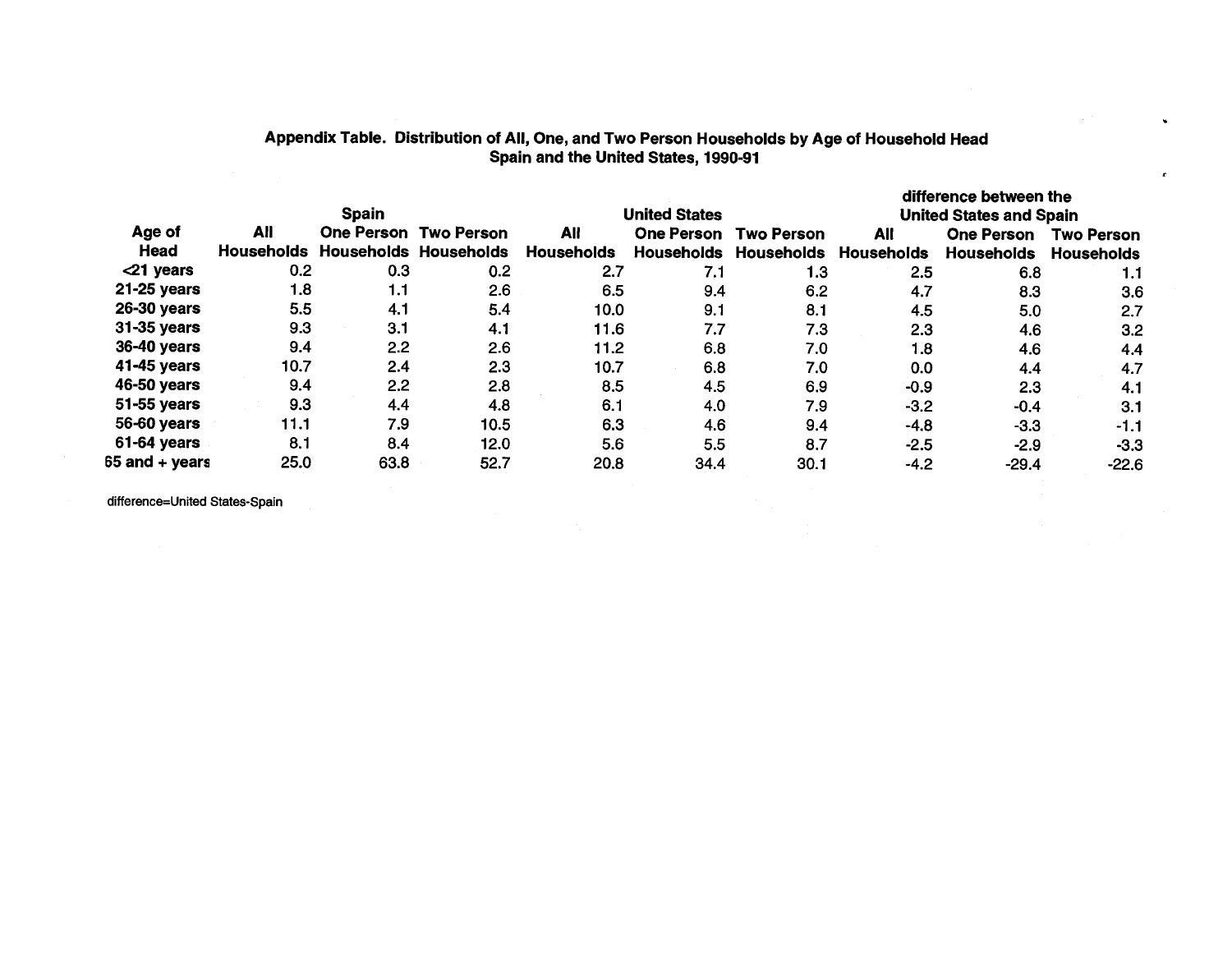**Appendix Table. Distribution of All, One, and Two Person Households by Age of Household Head**
**Spain and the United States, 1990-91**

| Age of Head | Spain | | | United States | | | difference between the United States and Spain | | |
|---|---|---|---|---|---|---|---|---|---|
| | All Households | One Person Households | Two Person Households | All Households | One Person Households | Two Person Households | All Households | One Person Households | Two Person Households |
| <21 years | 0.2 | 0.3 | 0.2 | 2.7 | 7.1 | 1.3 | 2.5 | 6.8 | 1.1 |
| 21-25 years | 1.8 | 1.1 | 2.6 | 6.5 | 9.4 | 6.2 | 4.7 | 8.3 | 3.6 |
| 26-30 years | 5.5 | 4.1 | 5.4 | 10.0 | 9.1 | 8.1 | 4.5 | 5.0 | 2.7 |
| 31-35 years | 9.3 | 3.1 | 4.1 | 11.6 | 7.7 | 7.3 | 2.3 | 4.6 | 3.2 |
| 36-40 years | 9.4 | 2.2 | 2.6 | 11.2 | 6.8 | 7.0 | 1.8 | 4.6 | 4.4 |
| 41-45 years | 10.7 | 2.4 | 2.3 | 10.7 | 6.8 | 7.0 | 0.0 | 4.4 | 4.7 |
| 46-50 years | 9.4 | 2.2 | 2.8 | 8.5 | 4.5 | 6.9 | -0.9 | 2.3 | 4.1 |
| 51-55 years | 9.3 | 4.4 | 4.8 | 6.1 | 4.0 | 7.9 | -3.2 | -0.4 | 3.1 |
| 56-60 years | 11.1 | 7.9 | 10.5 | 6.3 | 4.6 | 9.4 | -4.8 | -3.3 | -1.1 |
| 61-64 years | 8.1 | 8.4 | 12.0 | 5.6 | 5.5 | 8.7 | -2.5 | -2.9 | -3.3 |
| 65 and + years | 25.0 | 63.8 | 52.7 | 20.8 | 34.4 | 30.1 | -4.2 | -29.4 | -22.6 |

difference=United States-Spain